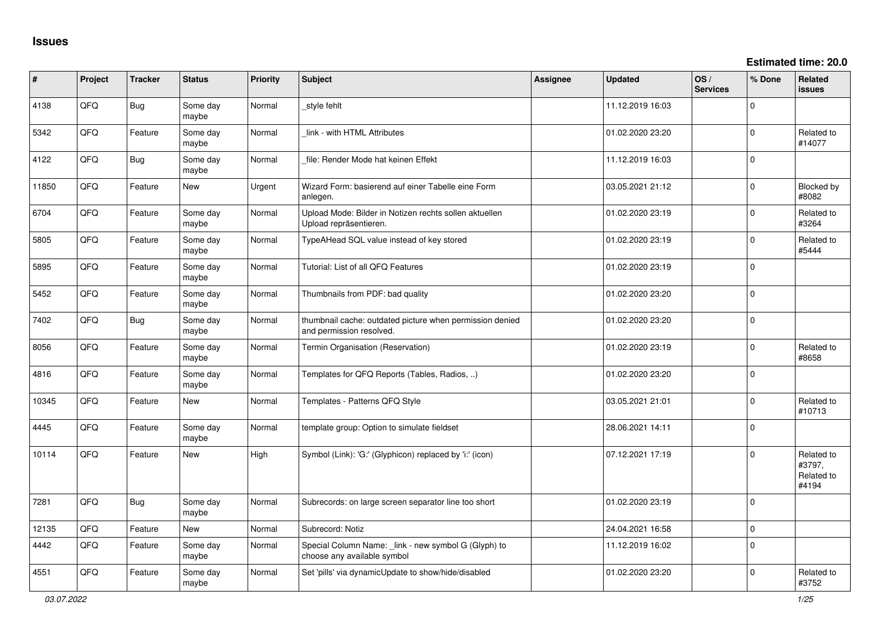# Issues

**Estimated time: 20.0**

| # | Project | Tracker | Status | Priority | Subject | Assignee | Updated | OS / Services | % Done | Related issues |
|---|---|---|---|---|---|---|---|---|---|---|
| 4138 | QFQ | Bug | Some day maybe | Normal | _style fehlt | | 11.12.2019 16:03 | | 0 | |
| 5342 | QFQ | Feature | Some day maybe | Normal | _link - with HTML Attributes | | 01.02.2020 23:20 | | 0 | Related to #14077 |
| 4122 | QFQ | Bug | Some day maybe | Normal | _file: Render Mode hat keinen Effekt | | 11.12.2019 16:03 | | 0 | |
| 11850 | QFQ | Feature | New | Urgent | Wizard Form: basierend auf einer Tabelle eine Form anlegen. | | 03.05.2021 21:12 | | 0 | Blocked by #8082 |
| 6704 | QFQ | Feature | Some day maybe | Normal | Upload Mode: Bilder in Notizen rechts sollen aktuellen Upload repräsentieren. | | 01.02.2020 23:19 | | 0 | Related to #3264 |
| 5805 | QFQ | Feature | Some day maybe | Normal | TypeAHead SQL value instead of key stored | | 01.02.2020 23:19 | | 0 | Related to #5444 |
| 5895 | QFQ | Feature | Some day maybe | Normal | Tutorial: List of all QFQ Features | | 01.02.2020 23:19 | | 0 | |
| 5452 | QFQ | Feature | Some day maybe | Normal | Thumbnails from PDF: bad quality | | 01.02.2020 23:20 | | 0 | |
| 7402 | QFQ | Bug | Some day maybe | Normal | thumbnail cache: outdated picture when permission denied and permission resolved. | | 01.02.2020 23:20 | | 0 | |
| 8056 | QFQ | Feature | Some day maybe | Normal | Termin Organisation (Reservation) | | 01.02.2020 23:19 | | 0 | Related to #8658 |
| 4816 | QFQ | Feature | Some day maybe | Normal | Templates for QFQ Reports (Tables, Radios, ..) | | 01.02.2020 23:20 | | 0 | |
| 10345 | QFQ | Feature | New | Normal | Templates - Patterns QFQ Style | | 03.05.2021 21:01 | | 0 | Related to #10713 |
| 4445 | QFQ | Feature | Some day maybe | Normal | template group: Option to simulate fieldset | | 28.06.2021 14:11 | | 0 | |
| 10114 | QFQ | Feature | New | High | Symbol (Link): 'G:' (Glyphicon) replaced by 'i:' (icon) | | 07.12.2021 17:19 | | 0 | Related to #3797, Related to #4194 |
| 7281 | QFQ | Bug | Some day maybe | Normal | Subrecords: on large screen separator line too short | | 01.02.2020 23:19 | | 0 | |
| 12135 | QFQ | Feature | New | Normal | Subrecord: Notiz | | 24.04.2021 16:58 | | 0 | |
| 4442 | QFQ | Feature | Some day maybe | Normal | Special Column Name: _link - new symbol G (Glyph) to choose any available symbol | | 11.12.2019 16:02 | | 0 | |
| 4551 | QFQ | Feature | Some day maybe | Normal | Set 'pills' via dynamicUpdate to show/hide/disabled | | 01.02.2020 23:20 | | 0 | Related to #3752 |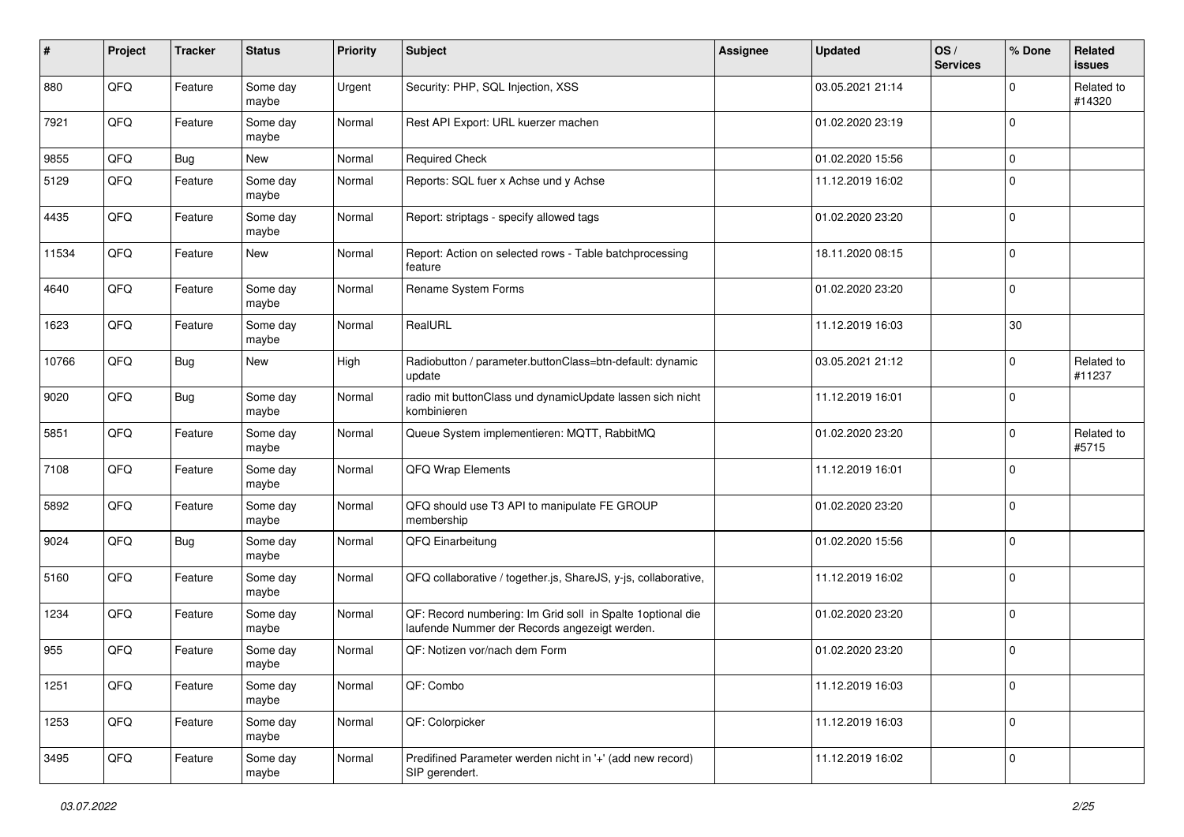| # | Project | Tracker | Status | Priority | Subject | Assignee | Updated | OS / Services | % Done | Related issues |
|---|---|---|---|---|---|---|---|---|---|---|
| 880 | QFQ | Feature | Some day maybe | Urgent | Security: PHP, SQL Injection, XSS | | 03.05.2021 21:14 | | 0 | Related to #14320 |
| 7921 | QFQ | Feature | Some day maybe | Normal | Rest API Export: URL kuerzer machen | | 01.02.2020 23:19 | | 0 | |
| 9855 | QFQ | Bug | New | Normal | Required Check | | 01.02.2020 15:56 | | 0 | |
| 5129 | QFQ | Feature | Some day maybe | Normal | Reports: SQL fuer x Achse und y Achse | | 11.12.2019 16:02 | | 0 | |
| 4435 | QFQ | Feature | Some day maybe | Normal | Report: striptags - specify allowed tags | | 01.02.2020 23:20 | | 0 | |
| 11534 | QFQ | Feature | New | Normal | Report: Action on selected rows - Table batchprocessing feature | | 18.11.2020 08:15 | | 0 | |
| 4640 | QFQ | Feature | Some day maybe | Normal | Rename System Forms | | 01.02.2020 23:20 | | 0 | |
| 1623 | QFQ | Feature | Some day maybe | Normal | RealURL | | 11.12.2019 16:03 | | 30 | |
| 10766 | QFQ | Bug | New | High | Radiobutton / parameter.buttonClass=btn-default: dynamic update | | 03.05.2021 21:12 | | 0 | Related to #11237 |
| 9020 | QFQ | Bug | Some day maybe | Normal | radio mit buttonClass und dynamicUpdate lassen sich nicht kombinieren | | 11.12.2019 16:01 | | 0 | |
| 5851 | QFQ | Feature | Some day maybe | Normal | Queue System implementieren: MQTT, RabbitMQ | | 01.02.2020 23:20 | | 0 | Related to #5715 |
| 7108 | QFQ | Feature | Some day maybe | Normal | QFQ Wrap Elements | | 11.12.2019 16:01 | | 0 | |
| 5892 | QFQ | Feature | Some day maybe | Normal | QFQ should use T3 API to manipulate FE GROUP membership | | 01.02.2020 23:20 | | 0 | |
| 9024 | QFQ | Bug | Some day maybe | Normal | QFQ Einarbeitung | | 01.02.2020 15:56 | | 0 | |
| 5160 | QFQ | Feature | Some day maybe | Normal | QFQ collaborative / together.js, ShareJS, y-js, collaborative, | | 11.12.2019 16:02 | | 0 | |
| 1234 | QFQ | Feature | Some day maybe | Normal | QF: Record numbering: Im Grid soll in Spalte 1optional die laufende Nummer der Records angezeigt werden. | | 01.02.2020 23:20 | | 0 | |
| 955 | QFQ | Feature | Some day maybe | Normal | QF: Notizen vor/nach dem Form | | 01.02.2020 23:20 | | 0 | |
| 1251 | QFQ | Feature | Some day maybe | Normal | QF: Combo | | 11.12.2019 16:03 | | 0 | |
| 1253 | QFQ | Feature | Some day maybe | Normal | QF: Colorpicker | | 11.12.2019 16:03 | | 0 | |
| 3495 | QFQ | Feature | Some day maybe | Normal | Predifined Parameter werden nicht in '+' (add new record) SIP gerendert. | | 11.12.2019 16:02 | | 0 | |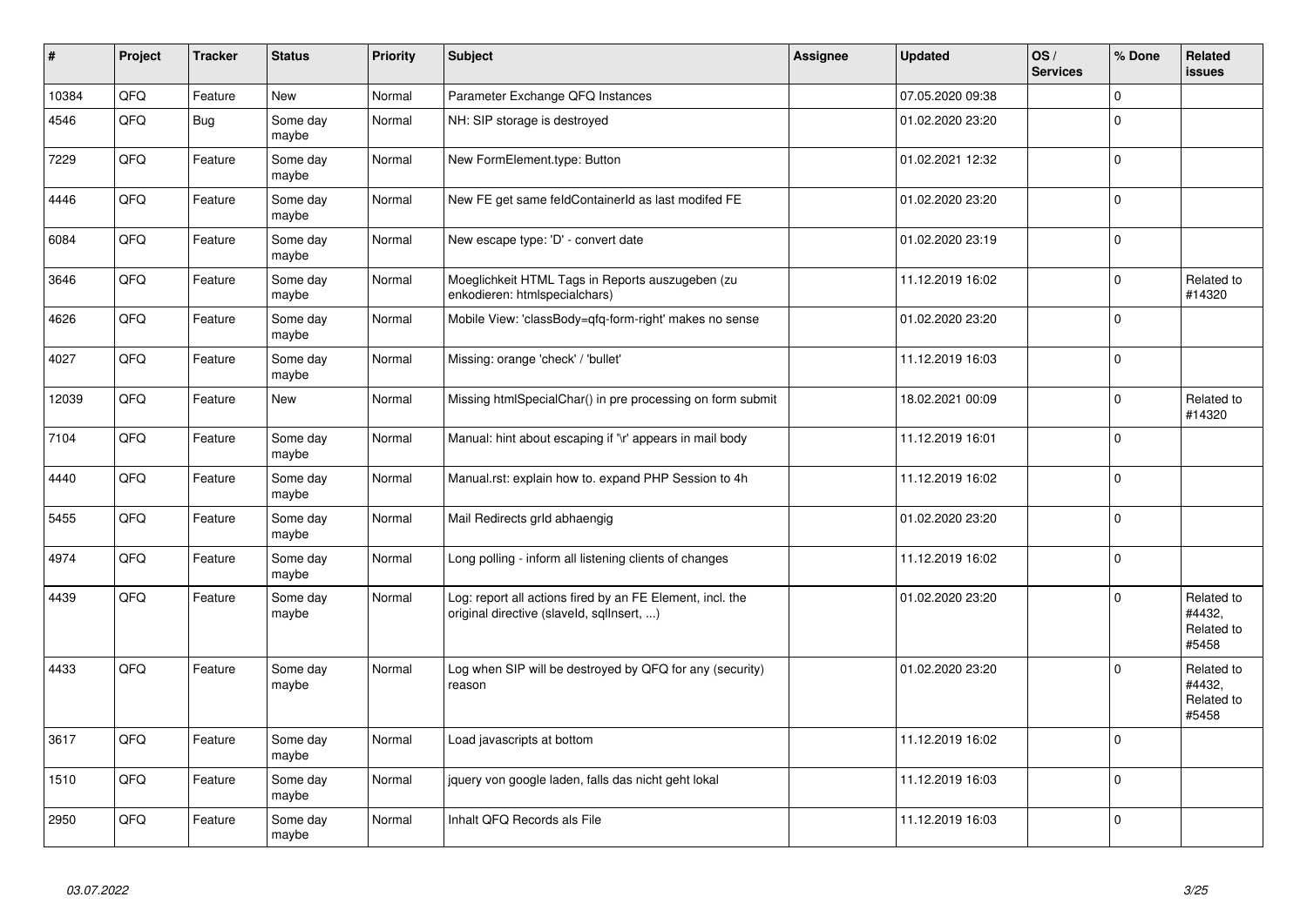| # | Project | Tracker | Status | Priority | Subject | Assignee | Updated | OS / Services | % Done | Related issues |
|---|---|---|---|---|---|---|---|---|---|---|
| 10384 | QFQ | Feature | New | Normal | Parameter Exchange QFQ Instances | | 07.05.2020 09:38 | | 0 | |
| 4546 | QFQ | Bug | Some day maybe | Normal | NH: SIP storage is destroyed | | 01.02.2020 23:20 | | 0 | |
| 7229 | QFQ | Feature | Some day maybe | Normal | New FormElement.type: Button | | 01.02.2021 12:32 | | 0 | |
| 4446 | QFQ | Feature | Some day maybe | Normal | New FE get same feldContainerId as last modifed FE | | 01.02.2020 23:20 | | 0 | |
| 6084 | QFQ | Feature | Some day maybe | Normal | New escape type: 'D' - convert date | | 01.02.2020 23:19 | | 0 | |
| 3646 | QFQ | Feature | Some day maybe | Normal | Moeglichkeit HTML Tags in Reports auszugeben (zu enkodieren: htmlspecialchars) | | 11.12.2019 16:02 | | 0 | Related to #14320 |
| 4626 | QFQ | Feature | Some day maybe | Normal | Mobile View: 'classBody=qfq-form-right' makes no sense | | 01.02.2020 23:20 | | 0 | |
| 4027 | QFQ | Feature | Some day maybe | Normal | Missing: orange 'check' / 'bullet' | | 11.12.2019 16:03 | | 0 | |
| 12039 | QFQ | Feature | New | Normal | Missing htmlSpecialChar() in pre processing on form submit | | 18.02.2021 00:09 | | 0 | Related to #14320 |
| 7104 | QFQ | Feature | Some day maybe | Normal | Manual: hint about escaping if '\r' appears in mail body | | 11.12.2019 16:01 | | 0 | |
| 4440 | QFQ | Feature | Some day maybe | Normal | Manual.rst: explain how to. expand PHP Session to 4h | | 11.12.2019 16:02 | | 0 | |
| 5455 | QFQ | Feature | Some day maybe | Normal | Mail Redirects grId abhaengig | | 01.02.2020 23:20 | | 0 | |
| 4974 | QFQ | Feature | Some day maybe | Normal | Long polling - inform all listening clients of changes | | 11.12.2019 16:02 | | 0 | |
| 4439 | QFQ | Feature | Some day maybe | Normal | Log: report all actions fired by an FE Element, incl. the original directive (slaveId, sqlInsert, ...) | | 01.02.2020 23:20 | | 0 | Related to #4432, Related to #5458 |
| 4433 | QFQ | Feature | Some day maybe | Normal | Log when SIP will be destroyed by QFQ for any (security) reason | | 01.02.2020 23:20 | | 0 | Related to #4432, Related to #5458 |
| 3617 | QFQ | Feature | Some day maybe | Normal | Load javascripts at bottom | | 11.12.2019 16:02 | | 0 | |
| 1510 | QFQ | Feature | Some day maybe | Normal | jquery von google laden, falls das nicht geht lokal | | 11.12.2019 16:03 | | 0 | |
| 2950 | QFQ | Feature | Some day maybe | Normal | Inhalt QFQ Records als File | | 11.12.2019 16:03 | | 0 | |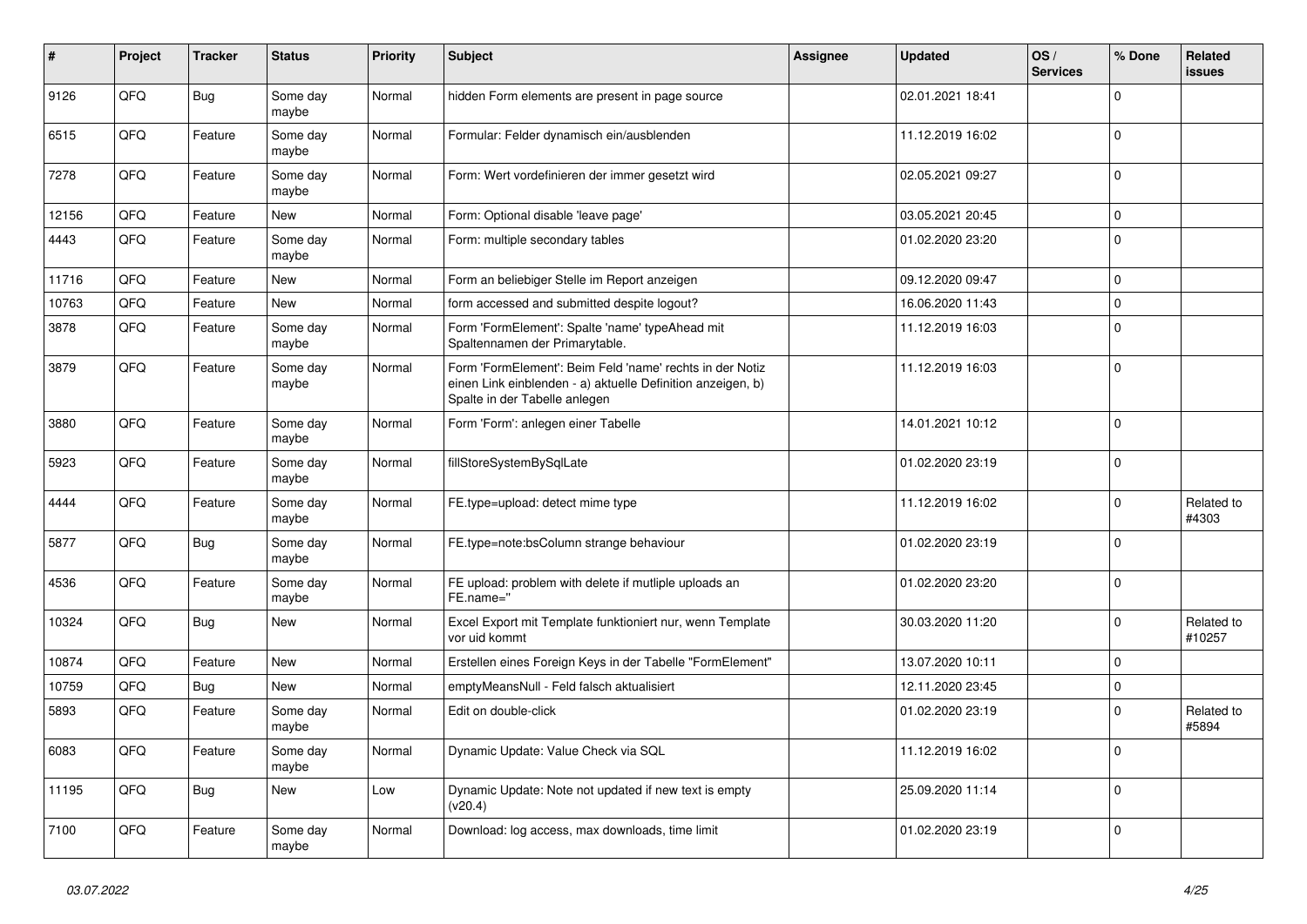| # | Project | Tracker | Status | Priority | Subject | Assignee | Updated | OS / Services | % Done | Related issues |
|---|---|---|---|---|---|---|---|---|---|---|
| 9126 | QFQ | Bug | Some day maybe | Normal | hidden Form elements are present in page source | | 02.01.2021 18:41 | | 0 | |
| 6515 | QFQ | Feature | Some day maybe | Normal | Formular: Felder dynamisch ein/ausblenden | | 11.12.2019 16:02 | | 0 | |
| 7278 | QFQ | Feature | Some day maybe | Normal | Form: Wert vordefinieren der immer gesetzt wird | | 02.05.2021 09:27 | | 0 | |
| 12156 | QFQ | Feature | New | Normal | Form: Optional disable 'leave page' | | 03.05.2021 20:45 | | 0 | |
| 4443 | QFQ | Feature | Some day maybe | Normal | Form: multiple secondary tables | | 01.02.2020 23:20 | | 0 | |
| 11716 | QFQ | Feature | New | Normal | Form an beliebiger Stelle im Report anzeigen | | 09.12.2020 09:47 | | 0 | |
| 10763 | QFQ | Feature | New | Normal | form accessed and submitted despite logout? | | 16.06.2020 11:43 | | 0 | |
| 3878 | QFQ | Feature | Some day maybe | Normal | Form 'FormElement': Spalte 'name' typeAhead mit Spaltennamen der Primarytable. | | 11.12.2019 16:03 | | 0 | |
| 3879 | QFQ | Feature | Some day maybe | Normal | Form 'FormElement': Beim Feld 'name' rechts in der Notiz einen Link einblenden - a) aktuelle Definition anzeigen, b) Spalte in der Tabelle anlegen | | 11.12.2019 16:03 | | 0 | |
| 3880 | QFQ | Feature | Some day maybe | Normal | Form 'Form': anlegen einer Tabelle | | 14.01.2021 10:12 | | 0 | |
| 5923 | QFQ | Feature | Some day maybe | Normal | fillStoreSystemBySqlLate | | 01.02.2020 23:19 | | 0 | |
| 4444 | QFQ | Feature | Some day maybe | Normal | FE.type=upload: detect mime type | | 11.12.2019 16:02 | | 0 | Related to #4303 |
| 5877 | QFQ | Bug | Some day maybe | Normal | FE.type=note:bsColumn strange behaviour | | 01.02.2020 23:19 | | 0 | |
| 4536 | QFQ | Feature | Some day maybe | Normal | FE upload: problem with delete if mutliple uploads an FE.name=" | | 01.02.2020 23:20 | | 0 | |
| 10324 | QFQ | Bug | New | Normal | Excel Export mit Template funktioniert nur, wenn Template vor uid kommt | | 30.03.2020 11:20 | | 0 | Related to #10257 |
| 10874 | QFQ | Feature | New | Normal | Erstellen eines Foreign Keys in der Tabelle "FormElement" | | 13.07.2020 10:11 | | 0 | |
| 10759 | QFQ | Bug | New | Normal | emptyMeansNull - Feld falsch aktualisiert | | 12.11.2020 23:45 | | 0 | |
| 5893 | QFQ | Feature | Some day maybe | Normal | Edit on double-click | | 01.02.2020 23:19 | | 0 | Related to #5894 |
| 6083 | QFQ | Feature | Some day maybe | Normal | Dynamic Update: Value Check via SQL | | 11.12.2019 16:02 | | 0 | |
| 11195 | QFQ | Bug | New | Low | Dynamic Update: Note not updated if new text is empty (v20.4) | | 25.09.2020 11:14 | | 0 | |
| 7100 | QFQ | Feature | Some day maybe | Normal | Download: log access, max downloads, time limit | | 01.02.2020 23:19 | | 0 | |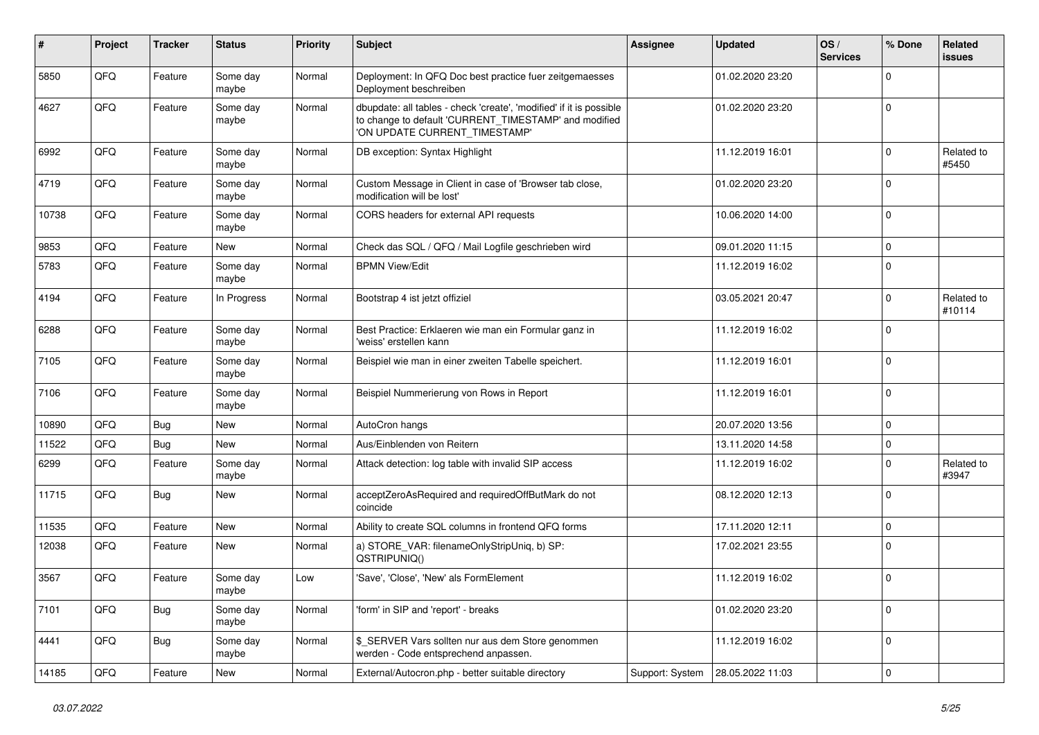| # | Project | Tracker | Status | Priority | Subject | Assignee | Updated | OS / Services | % Done | Related issues |
|---|---|---|---|---|---|---|---|---|---|---|
| 5850 | QFQ | Feature | Some day maybe | Normal | Deployment: In QFQ Doc best practice fuer zeitgemaesses Deployment beschreiben | | 01.02.2020 23:20 | | 0 | |
| 4627 | QFQ | Feature | Some day maybe | Normal | dbupdate: all tables - check 'create', 'modified' if it is possible to change to default 'CURRENT_TIMESTAMP' and modified 'ON UPDATE CURRENT_TIMESTAMP' | | 01.02.2020 23:20 | | 0 | |
| 6992 | QFQ | Feature | Some day maybe | Normal | DB exception: Syntax Highlight | | 11.12.2019 16:01 | | 0 | Related to #5450 |
| 4719 | QFQ | Feature | Some day maybe | Normal | Custom Message in Client in case of 'Browser tab close, modification will be lost' | | 01.02.2020 23:20 | | 0 | |
| 10738 | QFQ | Feature | Some day maybe | Normal | CORS headers for external API requests | | 10.06.2020 14:00 | | 0 | |
| 9853 | QFQ | Feature | New | Normal | Check das SQL / QFQ / Mail Logfile geschrieben wird | | 09.01.2020 11:15 | | 0 | |
| 5783 | QFQ | Feature | Some day maybe | Normal | BPMN View/Edit | | 11.12.2019 16:02 | | 0 | |
| 4194 | QFQ | Feature | In Progress | Normal | Bootstrap 4 ist jetzt offiziel | | 03.05.2021 20:47 | | 0 | Related to #10114 |
| 6288 | QFQ | Feature | Some day maybe | Normal | Best Practice: Erklaeren wie man ein Formular ganz in 'weiss' erstellen kann | | 11.12.2019 16:02 | | 0 | |
| 7105 | QFQ | Feature | Some day maybe | Normal | Beispiel wie man in einer zweiten Tabelle speichert. | | 11.12.2019 16:01 | | 0 | |
| 7106 | QFQ | Feature | Some day maybe | Normal | Beispiel Nummerierung von Rows in Report | | 11.12.2019 16:01 | | 0 | |
| 10890 | QFQ | Bug | New | Normal | AutoCron hangs | | 20.07.2020 13:56 | | 0 | |
| 11522 | QFQ | Bug | New | Normal | Aus/Einblenden von Reitern | | 13.11.2020 14:58 | | 0 | |
| 6299 | QFQ | Feature | Some day maybe | Normal | Attack detection: log table with invalid SIP access | | 11.12.2019 16:02 | | 0 | Related to #3947 |
| 11715 | QFQ | Bug | New | Normal | acceptZeroAsRequired and requiredOffButMark do not coincide | | 08.12.2020 12:13 | | 0 | |
| 11535 | QFQ | Feature | New | Normal | Ability to create SQL columns in frontend QFQ forms | | 17.11.2020 12:11 | | 0 | |
| 12038 | QFQ | Feature | New | Normal | a) STORE_VAR: filenameOnlyStripUniq, b) SP: QSTRIPUNIQ() | | 17.02.2021 23:55 | | 0 | |
| 3567 | QFQ | Feature | Some day maybe | Low | 'Save', 'Close', 'New' als FormElement | | 11.12.2019 16:02 | | 0 | |
| 7101 | QFQ | Bug | Some day maybe | Normal | 'form' in SIP and 'report' - breaks | | 01.02.2020 23:20 | | 0 | |
| 4441 | QFQ | Bug | Some day maybe | Normal | $_SERVER Vars sollten nur aus dem Store genommen werden - Code entsprechend anpassen. | | 11.12.2019 16:02 | | 0 | |
| 14185 | QFQ | Feature | New | Normal | External/Autocron.php - better suitable directory | Support: System | 28.05.2022 11:03 | | 0 | |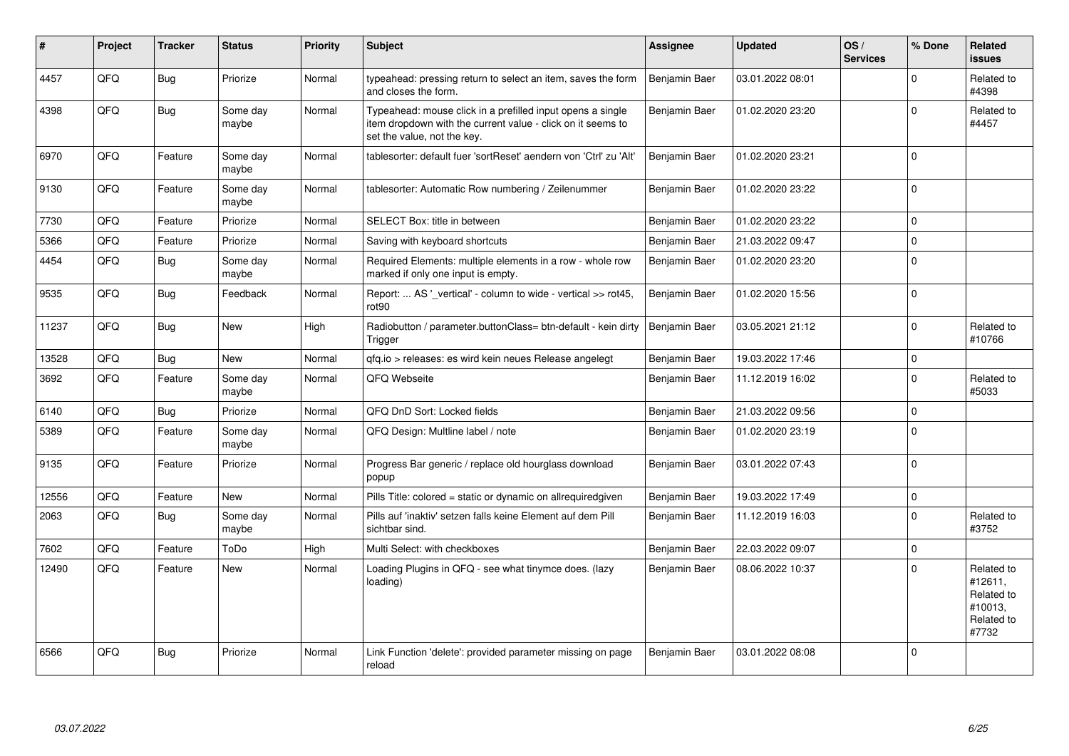| # | Project | Tracker | Status | Priority | Subject | Assignee | Updated | OS / Services | % Done | Related issues |
|---|---|---|---|---|---|---|---|---|---|---|
| 4457 | QFQ | Bug | Priorize | Normal | typeahead: pressing return to select an item, saves the form and closes the form. | Benjamin Baer | 03.01.2022 08:01 | | 0 | Related to #4398 |
| 4398 | QFQ | Bug | Some day maybe | Normal | Typeahead: mouse click in a prefilled input opens a single item dropdown with the current value - click on it seems to set the value, not the key. | Benjamin Baer | 01.02.2020 23:20 | | 0 | Related to #4457 |
| 6970 | QFQ | Feature | Some day maybe | Normal | tablesorter: default fuer 'sortReset' aendern von 'Ctrl' zu 'Alt' | Benjamin Baer | 01.02.2020 23:21 | | 0 | |
| 9130 | QFQ | Feature | Some day maybe | Normal | tablesorter: Automatic Row numbering / Zeilenummer | Benjamin Baer | 01.02.2020 23:22 | | 0 | |
| 7730 | QFQ | Feature | Priorize | Normal | SELECT Box: title in between | Benjamin Baer | 01.02.2020 23:22 | | 0 | |
| 5366 | QFQ | Feature | Priorize | Normal | Saving with keyboard shortcuts | Benjamin Baer | 21.03.2022 09:47 | | 0 | |
| 4454 | QFQ | Bug | Some day maybe | Normal | Required Elements: multiple elements in a row - whole row marked if only one input is empty. | Benjamin Baer | 01.02.2020 23:20 | | 0 | |
| 9535 | QFQ | Bug | Feedback | Normal | Report: ... AS '_vertical' - column to wide - vertical >> rot45, rot90 | Benjamin Baer | 01.02.2020 15:56 | | 0 | |
| 11237 | QFQ | Bug | New | High | Radiobutton / parameter.buttonClass= btn-default - kein dirty Trigger | Benjamin Baer | 03.05.2021 21:12 | | 0 | Related to #10766 |
| 13528 | QFQ | Bug | New | Normal | qfq.io > releases: es wird kein neues Release angelegt | Benjamin Baer | 19.03.2022 17:46 | | 0 | |
| 3692 | QFQ | Feature | Some day maybe | Normal | QFQ Webseite | Benjamin Baer | 11.12.2019 16:02 | | 0 | Related to #5033 |
| 6140 | QFQ | Bug | Priorize | Normal | QFQ DnD Sort: Locked fields | Benjamin Baer | 21.03.2022 09:56 | | 0 | |
| 5389 | QFQ | Feature | Some day maybe | Normal | QFQ Design: Multline label / note | Benjamin Baer | 01.02.2020 23:19 | | 0 | |
| 9135 | QFQ | Feature | Priorize | Normal | Progress Bar generic / replace old hourglass download popup | Benjamin Baer | 03.01.2022 07:43 | | 0 | |
| 12556 | QFQ | Feature | New | Normal | Pills Title: colored = static or dynamic on allrequiredgiven | Benjamin Baer | 19.03.2022 17:49 | | 0 | |
| 2063 | QFQ | Bug | Some day maybe | Normal | Pills auf 'inaktiv' setzen falls keine Element auf dem Pill sichtbar sind. | Benjamin Baer | 11.12.2019 16:03 | | 0 | Related to #3752 |
| 7602 | QFQ | Feature | ToDo | High | Multi Select: with checkboxes | Benjamin Baer | 22.03.2022 09:07 | | 0 | |
| 12490 | QFQ | Feature | New | Normal | Loading Plugins in QFQ - see what tinymce does. (lazy loading) | Benjamin Baer | 08.06.2022 10:37 | | 0 | Related to #12611, Related to #10013, Related to #7732 |
| 6566 | QFQ | Bug | Priorize | Normal | Link Function 'delete': provided parameter missing on page reload | Benjamin Baer | 03.01.2022 08:08 | | 0 | |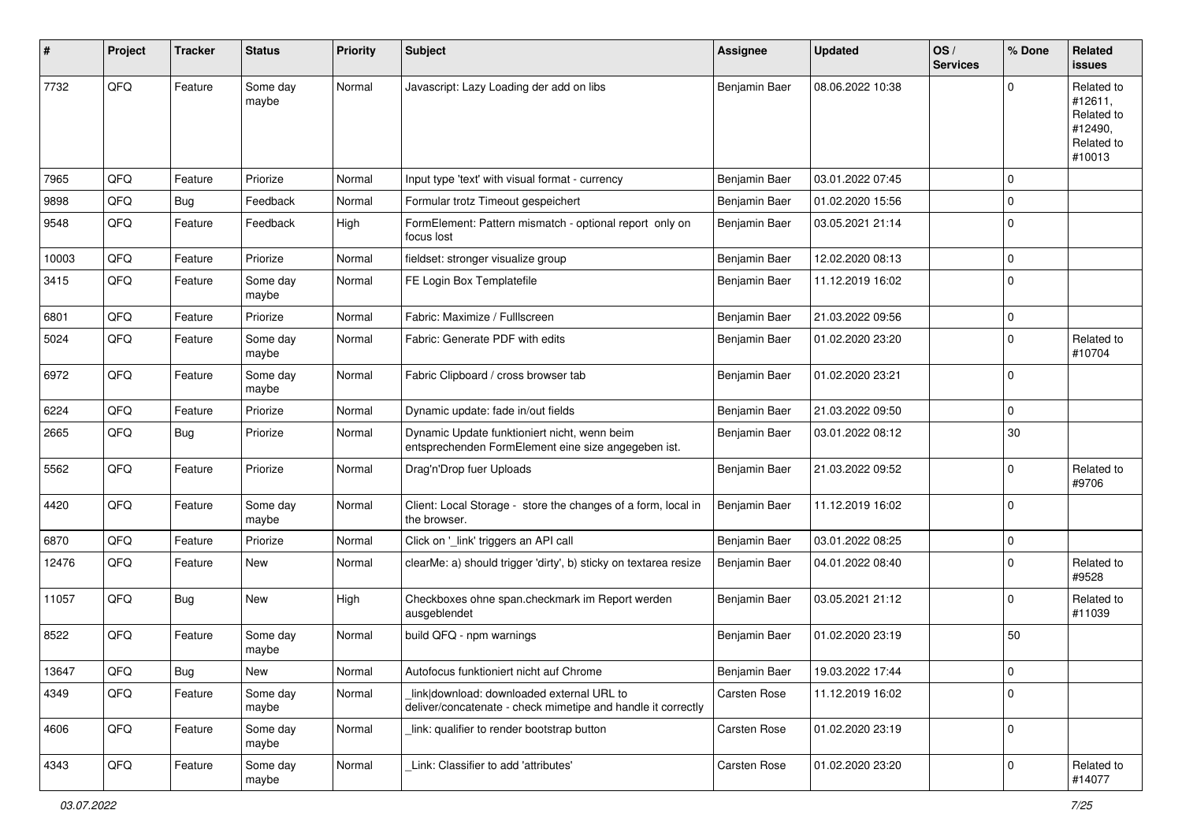| # | Project | Tracker | Status | Priority | Subject | Assignee | Updated | OS / Services | % Done | Related issues |
|---|---|---|---|---|---|---|---|---|---|---|
| 7732 | QFQ | Feature | Some day maybe | Normal | Javascript: Lazy Loading der add on libs | Benjamin Baer | 08.06.2022 10:38 | | 0 | Related to #12611, Related to #12490, Related to #10013 |
| 7965 | QFQ | Feature | Priorize | Normal | Input type 'text' with visual format - currency | Benjamin Baer | 03.01.2022 07:45 | | 0 | |
| 9898 | QFQ | Bug | Feedback | Normal | Formular trotz Timeout gespeichert | Benjamin Baer | 01.02.2020 15:56 | | 0 | |
| 9548 | QFQ | Feature | Feedback | High | FormElement: Pattern mismatch - optional report only on focus lost | Benjamin Baer | 03.05.2021 21:14 | | 0 | |
| 10003 | QFQ | Feature | Priorize | Normal | fieldset: stronger visualize group | Benjamin Baer | 12.02.2020 08:13 | | 0 | |
| 3415 | QFQ | Feature | Some day maybe | Normal | FE Login Box Templatefile | Benjamin Baer | 11.12.2019 16:02 | | 0 | |
| 6801 | QFQ | Feature | Priorize | Normal | Fabric: Maximize / Fulllscreen | Benjamin Baer | 21.03.2022 09:56 | | 0 | |
| 5024 | QFQ | Feature | Some day maybe | Normal | Fabric: Generate PDF with edits | Benjamin Baer | 01.02.2020 23:20 | | 0 | Related to #10704 |
| 6972 | QFQ | Feature | Some day maybe | Normal | Fabric Clipboard / cross browser tab | Benjamin Baer | 01.02.2020 23:21 | | 0 | |
| 6224 | QFQ | Feature | Priorize | Normal | Dynamic update: fade in/out fields | Benjamin Baer | 21.03.2022 09:50 | | 0 | |
| 2665 | QFQ | Bug | Priorize | Normal | Dynamic Update funktioniert nicht, wenn beim entsprechenden FormElement eine size angegeben ist. | Benjamin Baer | 03.01.2022 08:12 | | 30 | |
| 5562 | QFQ | Feature | Priorize | Normal | Drag'n'Drop fuer Uploads | Benjamin Baer | 21.03.2022 09:52 | | 0 | Related to #9706 |
| 4420 | QFQ | Feature | Some day maybe | Normal | Client: Local Storage - store the changes of a form, local in the browser. | Benjamin Baer | 11.12.2019 16:02 | | 0 | |
| 6870 | QFQ | Feature | Priorize | Normal | Click on '_link' triggers an API call | Benjamin Baer | 03.01.2022 08:25 | | 0 | |
| 12476 | QFQ | Feature | New | Normal | clearMe: a) should trigger 'dirty', b) sticky on textarea resize | Benjamin Baer | 04.01.2022 08:40 | | 0 | Related to #9528 |
| 11057 | QFQ | Bug | New | High | Checkboxes ohne span.checkmark im Report werden ausgeblendet | Benjamin Baer | 03.05.2021 21:12 | | 0 | Related to #11039 |
| 8522 | QFQ | Feature | Some day maybe | Normal | build QFQ - npm warnings | Benjamin Baer | 01.02.2020 23:19 | | 50 | |
| 13647 | QFQ | Bug | New | Normal | Autofocus funktioniert nicht auf Chrome | Benjamin Baer | 19.03.2022 17:44 | | 0 | |
| 4349 | QFQ | Feature | Some day maybe | Normal | _link\|download: downloaded external URL to deliver/concatenate - check mimetipe and handle it correctly | Carsten Rose | 11.12.2019 16:02 | | 0 | |
| 4606 | QFQ | Feature | Some day maybe | Normal | _link: qualifier to render bootstrap button | Carsten Rose | 01.02.2020 23:19 | | 0 | |
| 4343 | QFQ | Feature | Some day maybe | Normal | _Link: Classifier to add 'attributes' | Carsten Rose | 01.02.2020 23:20 | | 0 | Related to #14077 |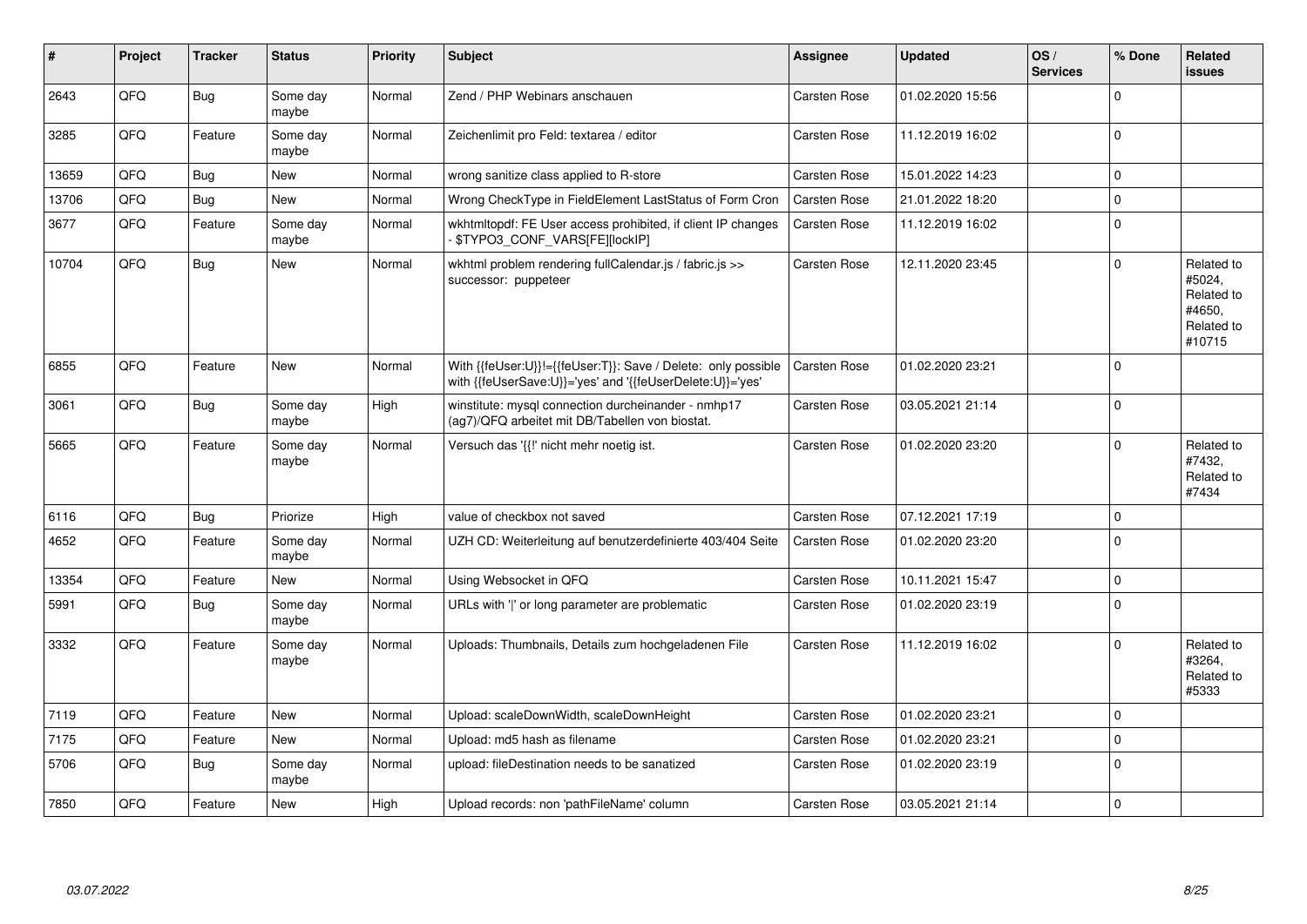| # | Project | Tracker | Status | Priority | Subject | Assignee | Updated | OS / Services | % Done | Related issues |
|---|---|---|---|---|---|---|---|---|---|---|
| 2643 | QFQ | Bug | Some day maybe | Normal | Zend / PHP Webinars anschauen | Carsten Rose | 01.02.2020 15:56 | | 0 | |
| 3285 | QFQ | Feature | Some day maybe | Normal | Zeichenlimit pro Feld: textarea / editor | Carsten Rose | 11.12.2019 16:02 | | 0 | |
| 13659 | QFQ | Bug | New | Normal | wrong sanitize class applied to R-store | Carsten Rose | 15.01.2022 14:23 | | 0 | |
| 13706 | QFQ | Bug | New | Normal | Wrong CheckType in FieldElement LastStatus of Form Cron | Carsten Rose | 21.01.2022 18:20 | | 0 | |
| 3677 | QFQ | Feature | Some day maybe | Normal | wkhtmltopdf: FE User access prohibited, if client IP changes - $TYPO3_CONF_VARS[FE][lockIP] | Carsten Rose | 11.12.2019 16:02 | | 0 | |
| 10704 | QFQ | Bug | New | Normal | wkhtml problem rendering fullCalendar.js / fabric.js >> successor: puppeteer | Carsten Rose | 12.11.2020 23:45 | | 0 | Related to #5024, Related to #4650, Related to #10715 |
| 6855 | QFQ | Feature | New | Normal | With {{feUser:U}}!={{feUser:T}}: Save / Delete: only possible with {{feUserSave:U}}='yes' and '{{feUserDelete:U}}='yes' | Carsten Rose | 01.02.2020 23:21 | | 0 | |
| 3061 | QFQ | Bug | Some day maybe | High | winstitute: mysql connection durcheinander - nmhp17 (ag7)/QFQ arbeitet mit DB/Tabellen von biostat. | Carsten Rose | 03.05.2021 21:14 | | 0 | |
| 5665 | QFQ | Feature | Some day maybe | Normal | Versuch das '{{!' nicht mehr noetig ist. | Carsten Rose | 01.02.2020 23:20 | | 0 | Related to #7432, Related to #7434 |
| 6116 | QFQ | Bug | Priorize | High | value of checkbox not saved | Carsten Rose | 07.12.2021 17:19 | | 0 | |
| 4652 | QFQ | Feature | Some day maybe | Normal | UZH CD: Weiterleitung auf benutzerdefinierte 403/404 Seite | Carsten Rose | 01.02.2020 23:20 | | 0 | |
| 13354 | QFQ | Feature | New | Normal | Using Websocket in QFQ | Carsten Rose | 10.11.2021 15:47 | | 0 | |
| 5991 | QFQ | Bug | Some day maybe | Normal | URLs with '|' or long parameter are problematic | Carsten Rose | 01.02.2020 23:19 | | 0 | |
| 3332 | QFQ | Feature | Some day maybe | Normal | Uploads: Thumbnails, Details zum hochgeladenen File | Carsten Rose | 11.12.2019 16:02 | | 0 | Related to #3264, Related to #5333 |
| 7119 | QFQ | Feature | New | Normal | Upload: scaleDownWidth, scaleDownHeight | Carsten Rose | 01.02.2020 23:21 | | 0 | |
| 7175 | QFQ | Feature | New | Normal | Upload: md5 hash as filename | Carsten Rose | 01.02.2020 23:21 | | 0 | |
| 5706 | QFQ | Bug | Some day maybe | Normal | upload: fileDestination needs to be sanatized | Carsten Rose | 01.02.2020 23:19 | | 0 | |
| 7850 | QFQ | Feature | New | High | Upload records: non 'pathFileName' column | Carsten Rose | 03.05.2021 21:14 | | 0 | |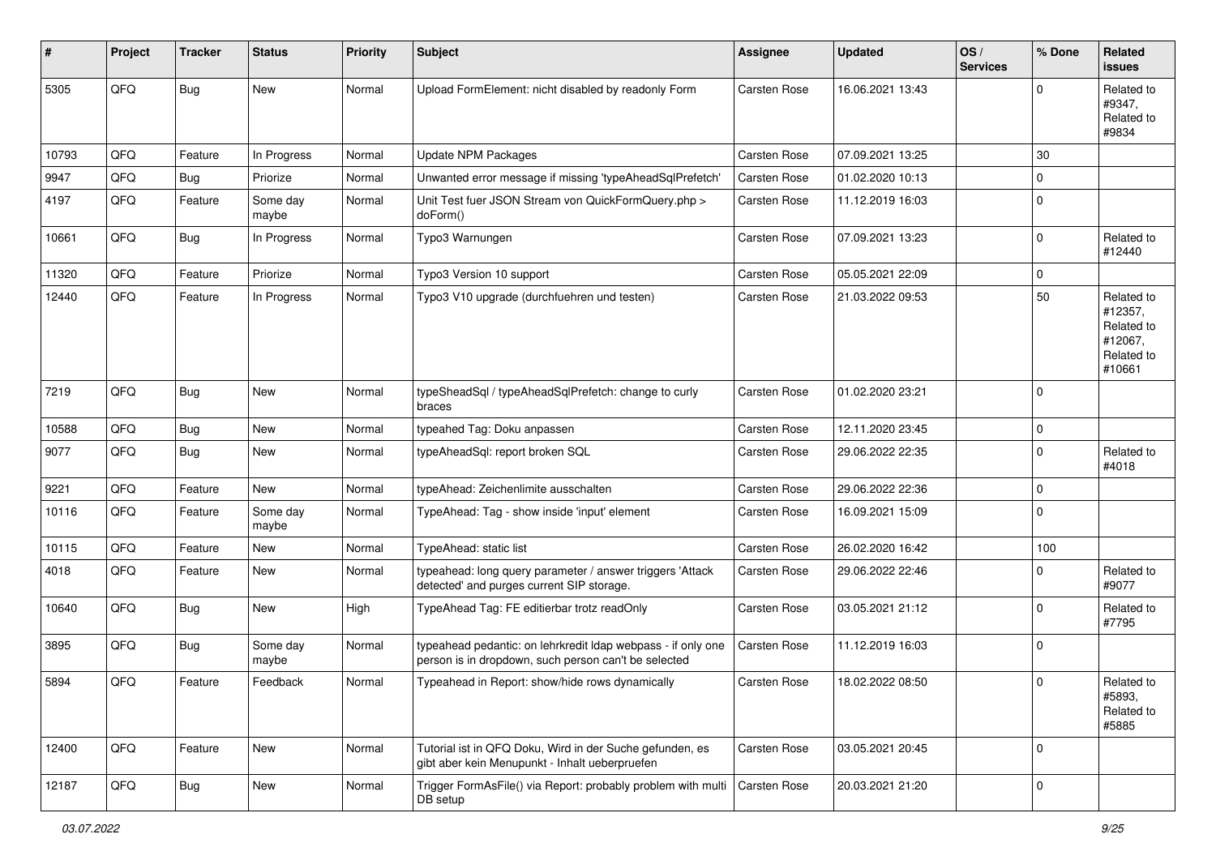| # | Project | Tracker | Status | Priority | Subject | Assignee | Updated | OS / Services | % Done | Related issues |
|---|---|---|---|---|---|---|---|---|---|---|
| 5305 | QFQ | Bug | New | Normal | Upload FormElement: nicht disabled by readonly Form | Carsten Rose | 16.06.2021 13:43 | | 0 | Related to #9347, Related to #9834 |
| 10793 | QFQ | Feature | In Progress | Normal | Update NPM Packages | Carsten Rose | 07.09.2021 13:25 | | 30 | |
| 9947 | QFQ | Bug | Priorize | Normal | Unwanted error message if missing 'typeAheadSqlPrefetch' | Carsten Rose | 01.02.2020 10:13 | | 0 | |
| 4197 | QFQ | Feature | Some day maybe | Normal | Unit Test fuer JSON Stream von QuickFormQuery.php > doForm() | Carsten Rose | 11.12.2019 16:03 | | 0 | |
| 10661 | QFQ | Bug | In Progress | Normal | Typo3 Warnungen | Carsten Rose | 07.09.2021 13:23 | | 0 | Related to #12440 |
| 11320 | QFQ | Feature | Priorize | Normal | Typo3 Version 10 support | Carsten Rose | 05.05.2021 22:09 | | 0 | |
| 12440 | QFQ | Feature | In Progress | Normal | Typo3 V10 upgrade (durchfuehren und testen) | Carsten Rose | 21.03.2022 09:53 | | 50 | Related to #12357, Related to #12067, Related to #10661 |
| 7219 | QFQ | Bug | New | Normal | typeSheadSql / typeAheadSqlPrefetch: change to curly braces | Carsten Rose | 01.02.2020 23:21 | | 0 | |
| 10588 | QFQ | Bug | New | Normal | typeahed Tag: Doku anpassen | Carsten Rose | 12.11.2020 23:45 | | 0 | |
| 9077 | QFQ | Bug | New | Normal | typeAheadSql: report broken SQL | Carsten Rose | 29.06.2022 22:35 | | 0 | Related to #4018 |
| 9221 | QFQ | Feature | New | Normal | typeAhead: Zeichenlimite ausschalten | Carsten Rose | 29.06.2022 22:36 | | 0 | |
| 10116 | QFQ | Feature | Some day maybe | Normal | TypeAhead: Tag - show inside 'input' element | Carsten Rose | 16.09.2021 15:09 | | 0 | |
| 10115 | QFQ | Feature | New | Normal | TypeAhead: static list | Carsten Rose | 26.02.2020 16:42 | | 100 | |
| 4018 | QFQ | Feature | New | Normal | typeahead: long query parameter / answer triggers 'Attack detected' and purges current SIP storage. | Carsten Rose | 29.06.2022 22:46 | | 0 | Related to #9077 |
| 10640 | QFQ | Bug | New | High | TypeAhead Tag: FE editierbar trotz readOnly | Carsten Rose | 03.05.2021 21:12 | | 0 | Related to #7795 |
| 3895 | QFQ | Bug | Some day maybe | Normal | typeahead pedantic: on lehrkredit ldap webpass - if only one person is in dropdown, such person can't be selected | Carsten Rose | 11.12.2019 16:03 | | 0 | |
| 5894 | QFQ | Feature | Feedback | Normal | Typeahead in Report: show/hide rows dynamically | Carsten Rose | 18.02.2022 08:50 | | 0 | Related to #5893, Related to #5885 |
| 12400 | QFQ | Feature | New | Normal | Tutorial ist in QFQ Doku, Wird in der Suche gefunden, es gibt aber kein Menupunkt - Inhalt ueberpruefen | Carsten Rose | 03.05.2021 20:45 | | 0 | |
| 12187 | QFQ | Bug | New | Normal | Trigger FormAsFile() via Report: probably problem with multi DB setup | Carsten Rose | 20.03.2021 21:20 | | 0 | |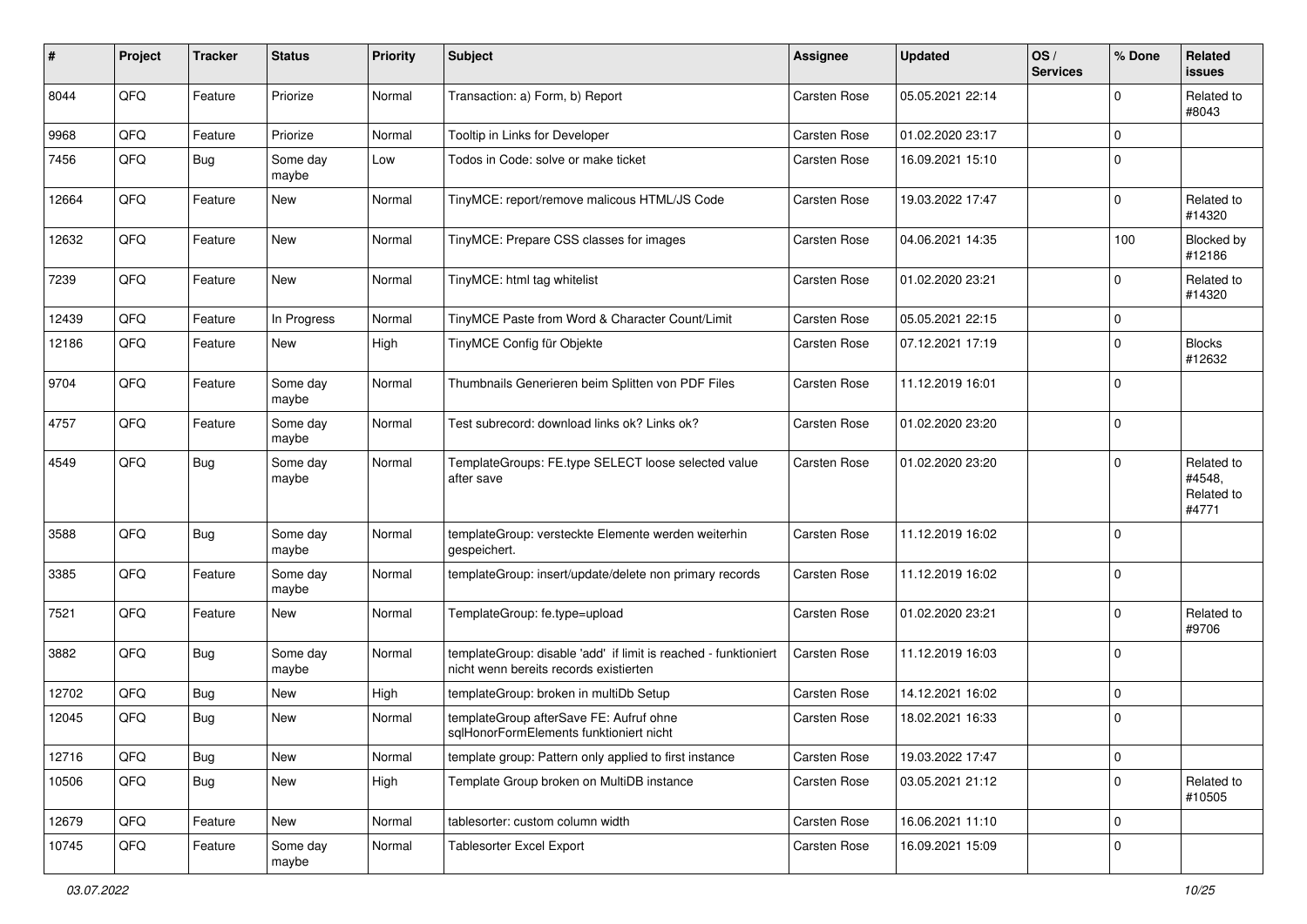| # | Project | Tracker | Status | Priority | Subject | Assignee | Updated | OS / Services | % Done | Related issues |
|---|---|---|---|---|---|---|---|---|---|---|
| 8044 | QFQ | Feature | Priorize | Normal | Transaction: a) Form, b) Report | Carsten Rose | 05.05.2021 22:14 | | 0 | Related to #8043 |
| 9968 | QFQ | Feature | Priorize | Normal | Tooltip in Links for Developer | Carsten Rose | 01.02.2020 23:17 | | 0 | |
| 7456 | QFQ | Bug | Some day maybe | Low | Todos in Code: solve or make ticket | Carsten Rose | 16.09.2021 15:10 | | 0 | |
| 12664 | QFQ | Feature | New | Normal | TinyMCE: report/remove malicous HTML/JS Code | Carsten Rose | 19.03.2022 17:47 | | 0 | Related to #14320 |
| 12632 | QFQ | Feature | New | Normal | TinyMCE: Prepare CSS classes for images | Carsten Rose | 04.06.2021 14:35 | | 100 | Blocked by #12186 |
| 7239 | QFQ | Feature | New | Normal | TinyMCE: html tag whitelist | Carsten Rose | 01.02.2020 23:21 | | 0 | Related to #14320 |
| 12439 | QFQ | Feature | In Progress | Normal | TinyMCE Paste from Word & Character Count/Limit | Carsten Rose | 05.05.2021 22:15 | | 0 | |
| 12186 | QFQ | Feature | New | High | TinyMCE Config für Objekte | Carsten Rose | 07.12.2021 17:19 | | 0 | Blocks #12632 |
| 9704 | QFQ | Feature | Some day maybe | Normal | Thumbnails Generieren beim Splitten von PDF Files | Carsten Rose | 11.12.2019 16:01 | | 0 | |
| 4757 | QFQ | Feature | Some day maybe | Normal | Test subrecord: download links ok? Links ok? | Carsten Rose | 01.02.2020 23:20 | | 0 | |
| 4549 | QFQ | Bug | Some day maybe | Normal | TemplateGroups: FE.type SELECT loose selected value after save | Carsten Rose | 01.02.2020 23:20 | | 0 | Related to #4548, Related to #4771 |
| 3588 | QFQ | Bug | Some day maybe | Normal | templateGroup: versteckte Elemente werden weiterhin gespeichert. | Carsten Rose | 11.12.2019 16:02 | | 0 | |
| 3385 | QFQ | Feature | Some day maybe | Normal | templateGroup: insert/update/delete non primary records | Carsten Rose | 11.12.2019 16:02 | | 0 | |
| 7521 | QFQ | Feature | New | Normal | TemplateGroup: fe.type=upload | Carsten Rose | 01.02.2020 23:21 | | 0 | Related to #9706 |
| 3882 | QFQ | Bug | Some day maybe | Normal | templateGroup: disable 'add' if limit is reached - funktioniert nicht wenn bereits records existierten | Carsten Rose | 11.12.2019 16:03 | | 0 | |
| 12702 | QFQ | Bug | New | High | templateGroup: broken in multiDb Setup | Carsten Rose | 14.12.2021 16:02 | | 0 | |
| 12045 | QFQ | Bug | New | Normal | templateGroup afterSave FE: Aufruf ohne sqlHonorFormElements funktioniert nicht | Carsten Rose | 18.02.2021 16:33 | | 0 | |
| 12716 | QFQ | Bug | New | Normal | template group: Pattern only applied to first instance | Carsten Rose | 19.03.2022 17:47 | | 0 | |
| 10506 | QFQ | Bug | New | High | Template Group broken on MultiDB instance | Carsten Rose | 03.05.2021 21:12 | | 0 | Related to #10505 |
| 12679 | QFQ | Feature | New | Normal | tablesorter: custom column width | Carsten Rose | 16.06.2021 11:10 | | 0 | |
| 10745 | QFQ | Feature | Some day maybe | Normal | Tablesorter Excel Export | Carsten Rose | 16.09.2021 15:09 | | 0 | |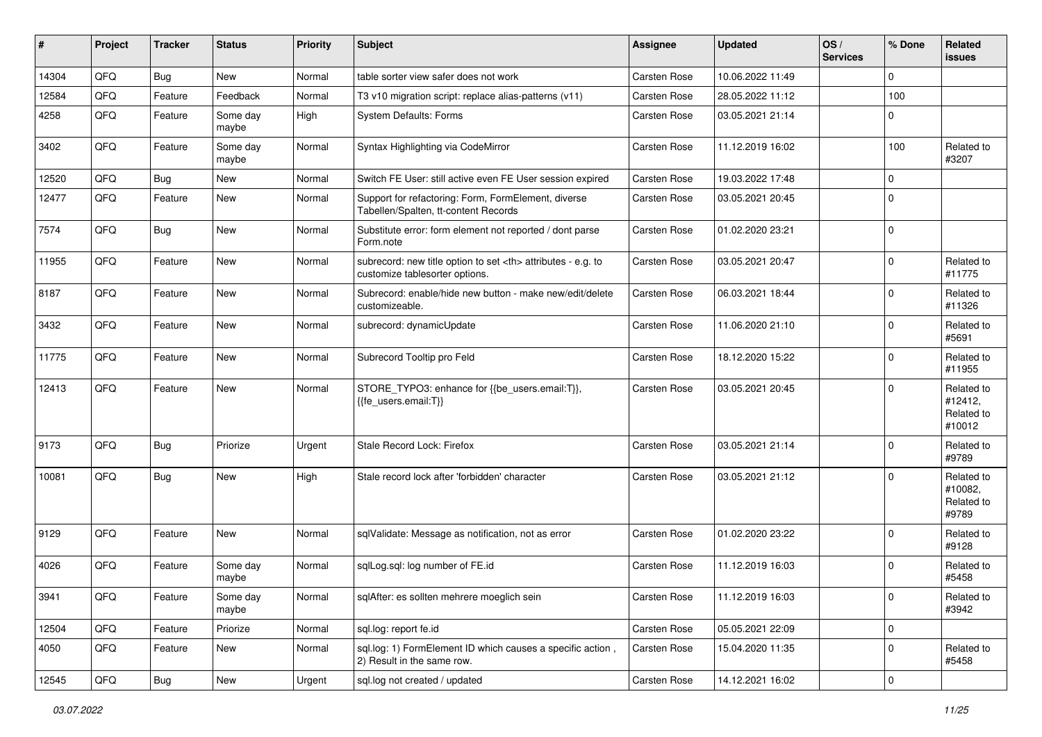| # | Project | Tracker | Status | Priority | Subject | Assignee | Updated | OS / Services | % Done | Related issues |
|---|---|---|---|---|---|---|---|---|---|---|
| 14304 | QFQ | Bug | New | Normal | table sorter view safer does not work | Carsten Rose | 10.06.2022 11:49 | | 0 | |
| 12584 | QFQ | Feature | Feedback | Normal | T3 v10 migration script: replace alias-patterns (v11) | Carsten Rose | 28.05.2022 11:12 | | 100 | |
| 4258 | QFQ | Feature | Some day maybe | High | System Defaults: Forms | Carsten Rose | 03.05.2021 21:14 | | 0 | |
| 3402 | QFQ | Feature | Some day maybe | Normal | Syntax Highlighting via CodeMirror | Carsten Rose | 11.12.2019 16:02 | | 100 | Related to #3207 |
| 12520 | QFQ | Bug | New | Normal | Switch FE User: still active even FE User session expired | Carsten Rose | 19.03.2022 17:48 | | 0 | |
| 12477 | QFQ | Feature | New | Normal | Support for refactoring: Form, FormElement, diverse Tabellen/Spalten, tt-content Records | Carsten Rose | 03.05.2021 20:45 | | 0 | |
| 7574 | QFQ | Bug | New | Normal | Substitute error: form element not reported / dont parse Form.note | Carsten Rose | 01.02.2020 23:21 | | 0 | |
| 11955 | QFQ | Feature | New | Normal | subrecord: new title option to set <th> attributes - e.g. to customize tablesorter options. | Carsten Rose | 03.05.2021 20:47 | | 0 | Related to #11775 |
| 8187 | QFQ | Feature | New | Normal | Subrecord: enable/hide new button - make new/edit/delete customizeable. | Carsten Rose | 06.03.2021 18:44 | | 0 | Related to #11326 |
| 3432 | QFQ | Feature | New | Normal | subrecord: dynamicUpdate | Carsten Rose | 11.06.2020 21:10 | | 0 | Related to #5691 |
| 11775 | QFQ | Feature | New | Normal | Subrecord Tooltip pro Feld | Carsten Rose | 18.12.2020 15:22 | | 0 | Related to #11955 |
| 12413 | QFQ | Feature | New | Normal | STORE_TYPO3: enhance for {{be_users.email:T}}, {{fe_users.email:T}} | Carsten Rose | 03.05.2021 20:45 | | 0 | Related to #12412, Related to #10012 |
| 9173 | QFQ | Bug | Priorize | Urgent | Stale Record Lock: Firefox | Carsten Rose | 03.05.2021 21:14 | | 0 | Related to #9789 |
| 10081 | QFQ | Bug | New | High | Stale record lock after 'forbidden' character | Carsten Rose | 03.05.2021 21:12 | | 0 | Related to #10082, Related to #9789 |
| 9129 | QFQ | Feature | New | Normal | sqlValidate: Message as notification, not as error | Carsten Rose | 01.02.2020 23:22 | | 0 | Related to #9128 |
| 4026 | QFQ | Feature | Some day maybe | Normal | sqlLog.sql: log number of FE.id | Carsten Rose | 11.12.2019 16:03 | | 0 | Related to #5458 |
| 3941 | QFQ | Feature | Some day maybe | Normal | sqlAfter: es sollten mehrere moeglich sein | Carsten Rose | 11.12.2019 16:03 | | 0 | Related to #3942 |
| 12504 | QFQ | Feature | Priorize | Normal | sql.log: report fe.id | Carsten Rose | 05.05.2021 22:09 | | 0 | |
| 4050 | QFQ | Feature | New | Normal | sql.log: 1) FormElement ID which causes a specific action , 2) Result in the same row. | Carsten Rose | 15.04.2020 11:35 | | 0 | Related to #5458 |
| 12545 | QFQ | Bug | New | Urgent | sql.log not created / updated | Carsten Rose | 14.12.2021 16:02 | | 0 | |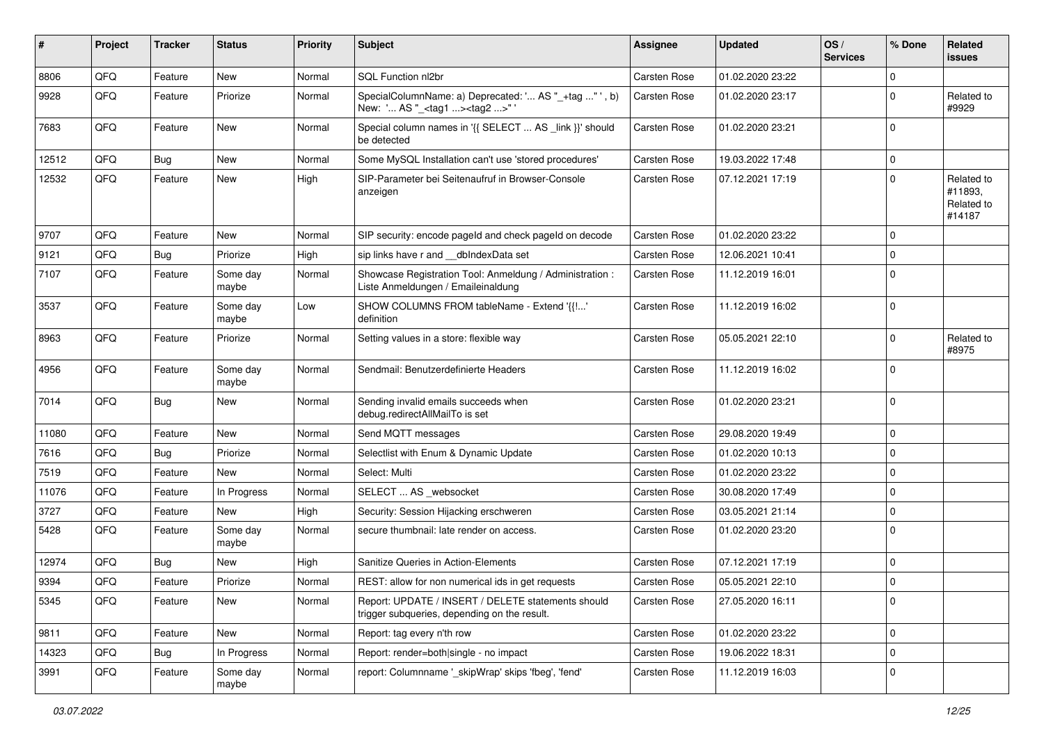| # | Project | Tracker | Status | Priority | Subject | Assignee | Updated | OS / Services | % Done | Related issues |
|---|---|---|---|---|---|---|---|---|---|---|
| 8806 | QFQ | Feature | New | Normal | SQL Function nl2br | Carsten Rose | 01.02.2020 23:22 | | 0 | |
| 9928 | QFQ | Feature | Priorize | Normal | SpecialColumnName: a) Deprecated: '... AS "_+tag ..." ', b) New: '... AS "_<tag1 ...><tag2 ...>" ' | Carsten Rose | 01.02.2020 23:17 | | 0 | Related to #9929 |
| 7683 | QFQ | Feature | New | Normal | Special column names in '{{ SELECT ... AS _link }}' should be detected | Carsten Rose | 01.02.2020 23:21 | | 0 | |
| 12512 | QFQ | Bug | New | Normal | Some MySQL Installation can't use 'stored procedures' | Carsten Rose | 19.03.2022 17:48 | | 0 | |
| 12532 | QFQ | Feature | New | High | SIP-Parameter bei Seitenaufruf in Browser-Console anzeigen | Carsten Rose | 07.12.2021 17:19 | | 0 | Related to #11893, Related to #14187 |
| 9707 | QFQ | Feature | New | Normal | SIP security: encode pageId and check pageId on decode | Carsten Rose | 01.02.2020 23:22 | | 0 | |
| 9121 | QFQ | Bug | Priorize | High | sip links have r and __dbIndexData set | Carsten Rose | 12.06.2021 10:41 | | 0 | |
| 7107 | QFQ | Feature | Some day maybe | Normal | Showcase Registration Tool: Anmeldung / Administration : Liste Anmeldungen / Emaileinaldung | Carsten Rose | 11.12.2019 16:01 | | 0 | |
| 3537 | QFQ | Feature | Some day maybe | Low | SHOW COLUMNS FROM tableName - Extend '{{!...' definition | Carsten Rose | 11.12.2019 16:02 | | 0 | |
| 8963 | QFQ | Feature | Priorize | Normal | Setting values in a store: flexible way | Carsten Rose | 05.05.2021 22:10 | | 0 | Related to #8975 |
| 4956 | QFQ | Feature | Some day maybe | Normal | Sendmail: Benutzerdefinierte Headers | Carsten Rose | 11.12.2019 16:02 | | 0 | |
| 7014 | QFQ | Bug | New | Normal | Sending invalid emails succeeds when debug.redirectAllMailTo is set | Carsten Rose | 01.02.2020 23:21 | | 0 | |
| 11080 | QFQ | Feature | New | Normal | Send MQTT messages | Carsten Rose | 29.08.2020 19:49 | | 0 | |
| 7616 | QFQ | Bug | Priorize | Normal | Selectlist with Enum & Dynamic Update | Carsten Rose | 01.02.2020 10:13 | | 0 | |
| 7519 | QFQ | Feature | New | Normal | Select: Multi | Carsten Rose | 01.02.2020 23:22 | | 0 | |
| 11076 | QFQ | Feature | In Progress | Normal | SELECT ... AS _websocket | Carsten Rose | 30.08.2020 17:49 | | 0 | |
| 3727 | QFQ | Feature | New | High | Security: Session Hijacking erschweren | Carsten Rose | 03.05.2021 21:14 | | 0 | |
| 5428 | QFQ | Feature | Some day maybe | Normal | secure thumbnail: late render on access. | Carsten Rose | 01.02.2020 23:20 | | 0 | |
| 12974 | QFQ | Bug | New | High | Sanitize Queries in Action-Elements | Carsten Rose | 07.12.2021 17:19 | | 0 | |
| 9394 | QFQ | Feature | Priorize | Normal | REST: allow for non numerical ids in get requests | Carsten Rose | 05.05.2021 22:10 | | 0 | |
| 5345 | QFQ | Feature | New | Normal | Report: UPDATE / INSERT / DELETE statements should trigger subqueries, depending on the result. | Carsten Rose | 27.05.2020 16:11 | | 0 | |
| 9811 | QFQ | Feature | New | Normal | Report: tag every n'th row | Carsten Rose | 01.02.2020 23:22 | | 0 | |
| 14323 | QFQ | Bug | In Progress | Normal | Report: render=both\|single - no impact | Carsten Rose | 19.06.2022 18:31 | | 0 | |
| 3991 | QFQ | Feature | Some day maybe | Normal | report: Columnname '_skipWrap' skips 'fbeg', 'fend' | Carsten Rose | 11.12.2019 16:03 | | 0 | |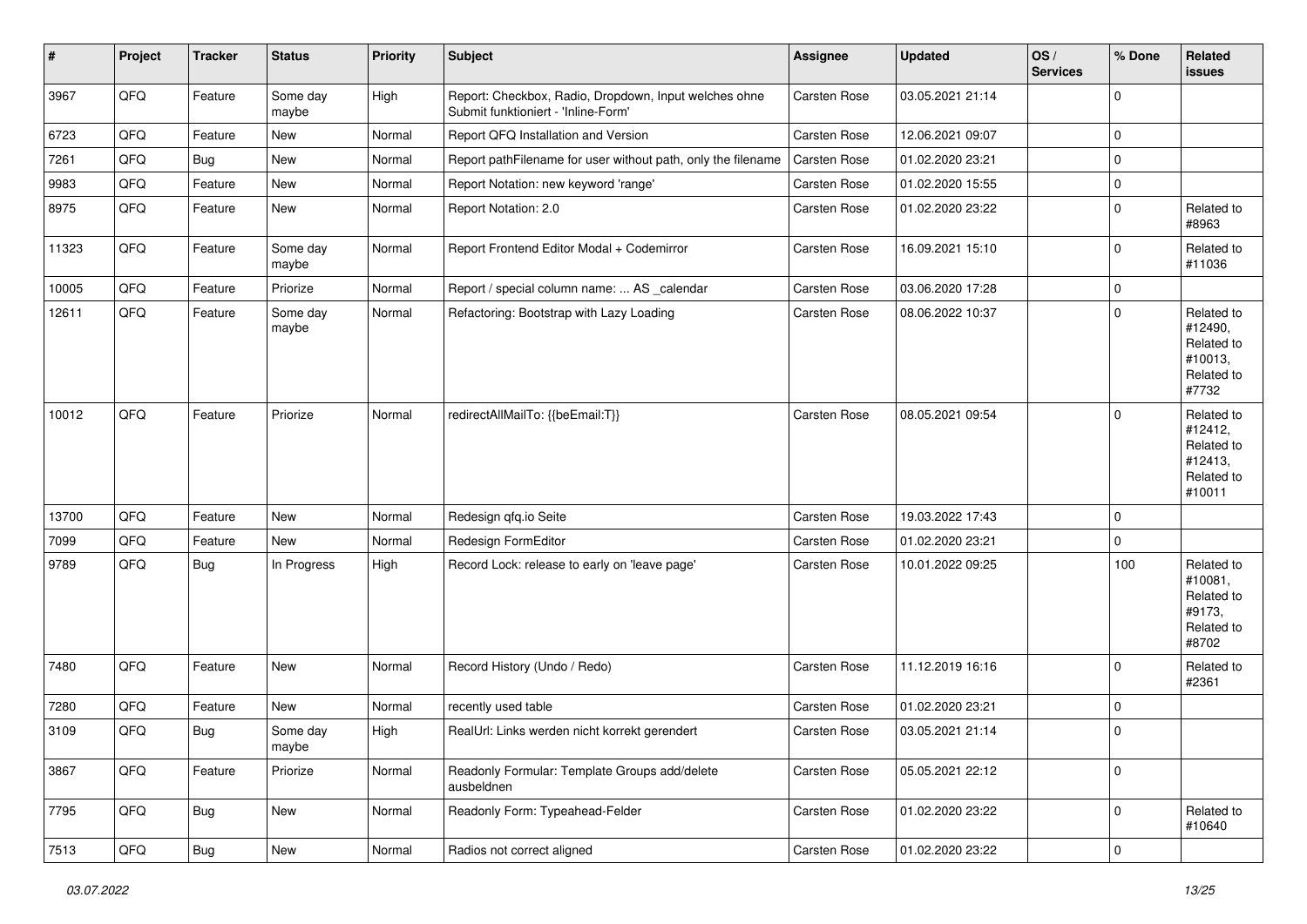| # | Project | Tracker | Status | Priority | Subject | Assignee | Updated | OS / Services | % Done | Related issues |
|---|---|---|---|---|---|---|---|---|---|---|
| 3967 | QFQ | Feature | Some day maybe | High | Report: Checkbox, Radio, Dropdown, Input welches ohne Submit funktioniert - 'Inline-Form' | Carsten Rose | 03.05.2021 21:14 | | 0 | |
| 6723 | QFQ | Feature | New | Normal | Report QFQ Installation and Version | Carsten Rose | 12.06.2021 09:07 | | 0 | |
| 7261 | QFQ | Bug | New | Normal | Report pathFilename for user without path, only the filename | Carsten Rose | 01.02.2020 23:21 | | 0 | |
| 9983 | QFQ | Feature | New | Normal | Report Notation: new keyword 'range' | Carsten Rose | 01.02.2020 15:55 | | 0 | |
| 8975 | QFQ | Feature | New | Normal | Report Notation: 2.0 | Carsten Rose | 01.02.2020 23:22 | | 0 | Related to #8963 |
| 11323 | QFQ | Feature | Some day maybe | Normal | Report Frontend Editor Modal + Codemirror | Carsten Rose | 16.09.2021 15:10 | | 0 | Related to #11036 |
| 10005 | QFQ | Feature | Priorize | Normal | Report / special column name: ... AS _calendar | Carsten Rose | 03.06.2020 17:28 | | 0 | |
| 12611 | QFQ | Feature | Some day maybe | Normal | Refactoring: Bootstrap with Lazy Loading | Carsten Rose | 08.06.2022 10:37 | | 0 | Related to #12490, Related to #10013, Related to #7732 |
| 10012 | QFQ | Feature | Priorize | Normal | redirectAllMailTo: {{beEmail:T}} | Carsten Rose | 08.05.2021 09:54 | | 0 | Related to #12412, Related to #12413, Related to #10011 |
| 13700 | QFQ | Feature | New | Normal | Redesign qfq.io Seite | Carsten Rose | 19.03.2022 17:43 | | 0 | |
| 7099 | QFQ | Feature | New | Normal | Redesign FormEditor | Carsten Rose | 01.02.2020 23:21 | | 0 | |
| 9789 | QFQ | Bug | In Progress | High | Record Lock: release to early on 'leave page' | Carsten Rose | 10.01.2022 09:25 | | 100 | Related to #10081, Related to #9173, Related to #8702 |
| 7480 | QFQ | Feature | New | Normal | Record History (Undo / Redo) | Carsten Rose | 11.12.2019 16:16 | | 0 | Related to #2361 |
| 7280 | QFQ | Feature | New | Normal | recently used table | Carsten Rose | 01.02.2020 23:21 | | 0 | |
| 3109 | QFQ | Bug | Some day maybe | High | RealUrl: Links werden nicht korrekt gerendert | Carsten Rose | 03.05.2021 21:14 | | 0 | |
| 3867 | QFQ | Feature | Priorize | Normal | Readonly Formular: Template Groups add/delete ausbeldnen | Carsten Rose | 05.05.2021 22:12 | | 0 | |
| 7795 | QFQ | Bug | New | Normal | Readonly Form: Typeahead-Felder | Carsten Rose | 01.02.2020 23:22 | | 0 | Related to #10640 |
| 7513 | QFQ | Bug | New | Normal | Radios not correct aligned | Carsten Rose | 01.02.2020 23:22 | | 0 | |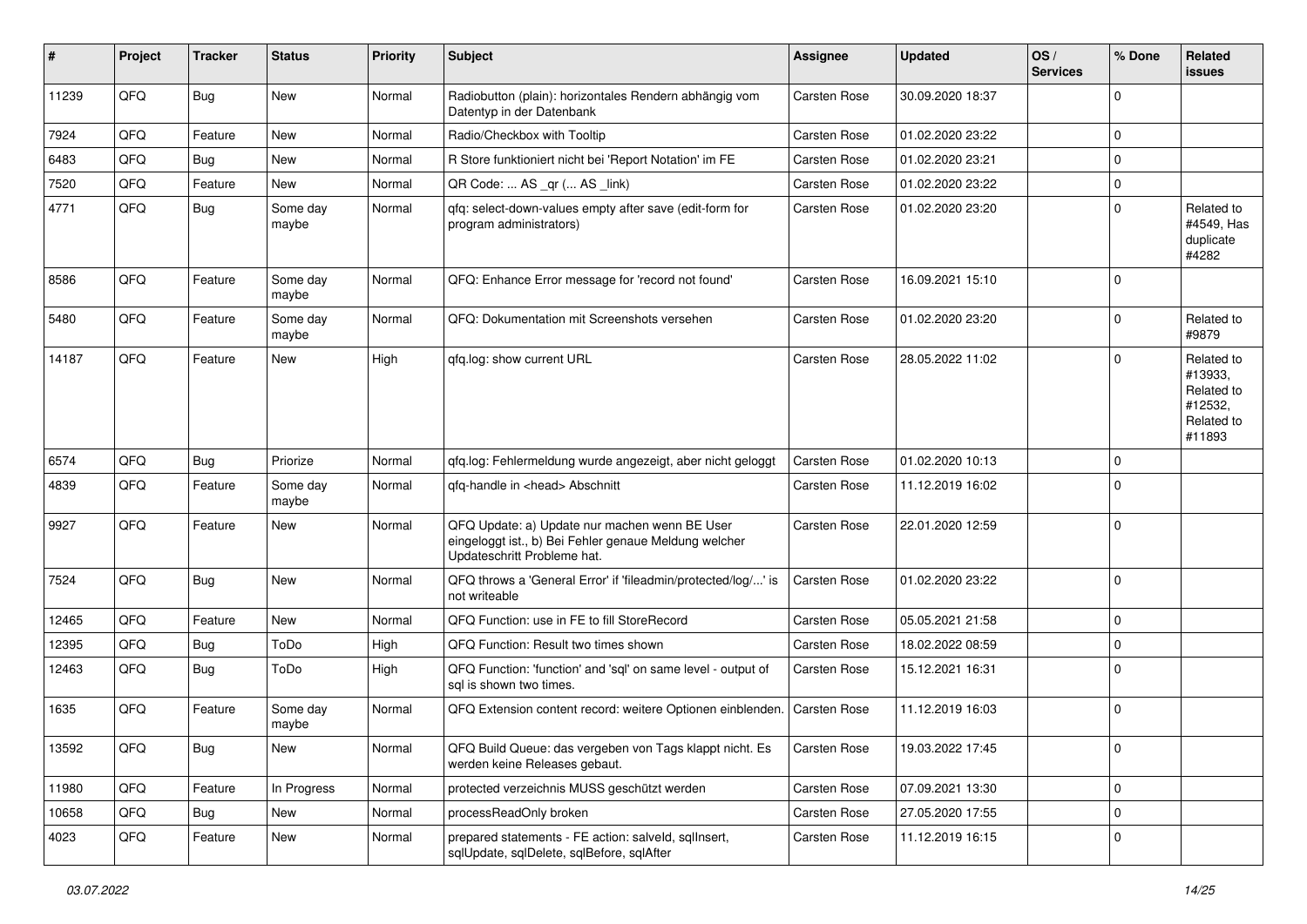| # | Project | Tracker | Status | Priority | Subject | Assignee | Updated | OS / Services | % Done | Related issues |
|---|---|---|---|---|---|---|---|---|---|---|
| 11239 | QFQ | Bug | New | Normal | Radiobutton (plain): horizontales Rendern abhängig vom Datentyp in der Datenbank | Carsten Rose | 30.09.2020 18:37 | | 0 | |
| 7924 | QFQ | Feature | New | Normal | Radio/Checkbox with Tooltip | Carsten Rose | 01.02.2020 23:22 | | 0 | |
| 6483 | QFQ | Bug | New | Normal | R Store funktioniert nicht bei 'Report Notation' im FE | Carsten Rose | 01.02.2020 23:21 | | 0 | |
| 7520 | QFQ | Feature | New | Normal | QR Code: ... AS _qr ( ... AS _link) | Carsten Rose | 01.02.2020 23:22 | | 0 | |
| 4771 | QFQ | Bug | Some day maybe | Normal | qfq: select-down-values empty after save (edit-form for program administrators) | Carsten Rose | 01.02.2020 23:20 | | 0 | Related to #4549, Has duplicate #4282 |
| 8586 | QFQ | Feature | Some day maybe | Normal | QFQ: Enhance Error message for 'record not found' | Carsten Rose | 16.09.2021 15:10 | | 0 | |
| 5480 | QFQ | Feature | Some day maybe | Normal | QFQ: Dokumentation mit Screenshots versehen | Carsten Rose | 01.02.2020 23:20 | | 0 | Related to #9879 |
| 14187 | QFQ | Feature | New | High | qfq.log: show current URL | Carsten Rose | 28.05.2022 11:02 | | 0 | Related to #13933, Related to #12532, Related to #11893 |
| 6574 | QFQ | Bug | Priorize | Normal | qfq.log: Fehlermeldung wurde angezeigt, aber nicht geloggt | Carsten Rose | 01.02.2020 10:13 | | 0 | |
| 4839 | QFQ | Feature | Some day maybe | Normal | qfq-handle in <head> Abschnitt | Carsten Rose | 11.12.2019 16:02 | | 0 | |
| 9927 | QFQ | Feature | New | Normal | QFQ Update: a) Update nur machen wenn BE User eingeloggt ist., b) Bei Fehler genaue Meldung welcher Updateschritt Probleme hat. | Carsten Rose | 22.01.2020 12:59 | | 0 | |
| 7524 | QFQ | Bug | New | Normal | QFQ throws a 'General Error' if 'fileadmin/protected/log/...' is not writeable | Carsten Rose | 01.02.2020 23:22 | | 0 | |
| 12465 | QFQ | Feature | New | Normal | QFQ Function: use in FE to fill StoreRecord | Carsten Rose | 05.05.2021 21:58 | | 0 | |
| 12395 | QFQ | Bug | ToDo | High | QFQ Function: Result two times shown | Carsten Rose | 18.02.2022 08:59 | | 0 | |
| 12463 | QFQ | Bug | ToDo | High | QFQ Function: 'function' and 'sql' on same level - output of sql is shown two times. | Carsten Rose | 15.12.2021 16:31 | | 0 | |
| 1635 | QFQ | Feature | Some day maybe | Normal | QFQ Extension content record: weitere Optionen einblenden. | Carsten Rose | 11.12.2019 16:03 | | 0 | |
| 13592 | QFQ | Bug | New | Normal | QFQ Build Queue: das vergeben von Tags klappt nicht. Es werden keine Releases gebaut. | Carsten Rose | 19.03.2022 17:45 | | 0 | |
| 11980 | QFQ | Feature | In Progress | Normal | protected verzeichnis MUSS geschützt werden | Carsten Rose | 07.09.2021 13:30 | | 0 | |
| 10658 | QFQ | Bug | New | Normal | processReadOnly broken | Carsten Rose | 27.05.2020 17:55 | | 0 | |
| 4023 | QFQ | Feature | New | Normal | prepared statements - FE action: salveld, sqlInsert, sqlUpdate, sqlDelete, sqlBefore, sqlAfter | Carsten Rose | 11.12.2019 16:15 | | 0 | |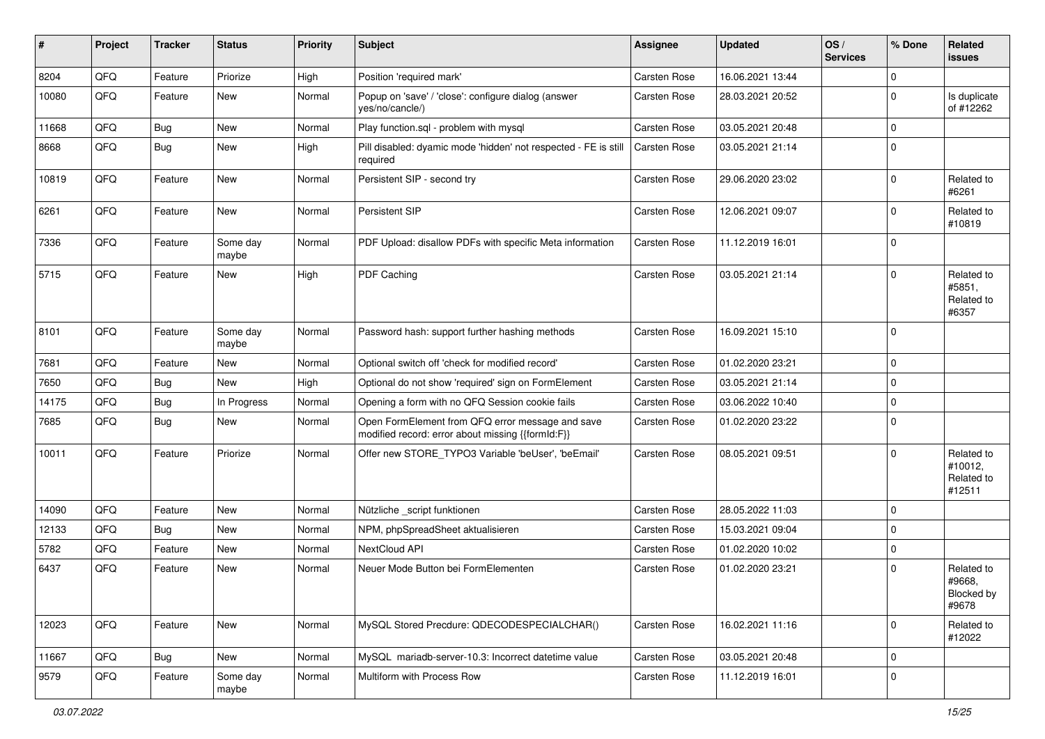| # | Project | Tracker | Status | Priority | Subject | Assignee | Updated | OS / Services | % Done | Related issues |
|---|---|---|---|---|---|---|---|---|---|---|
| 8204 | QFQ | Feature | Priorize | High | Position 'required mark' | Carsten Rose | 16.06.2021 13:44 | | 0 | |
| 10080 | QFQ | Feature | New | Normal | Popup on 'save' / 'close': configure dialog (answer yes/no/cancle/) | Carsten Rose | 28.03.2021 20:52 | | 0 | Is duplicate of #12262 |
| 11668 | QFQ | Bug | New | Normal | Play function.sql - problem with mysql | Carsten Rose | 03.05.2021 20:48 | | 0 | |
| 8668 | QFQ | Bug | New | High | Pill disabled: dyamic mode 'hidden' not respected - FE is still required | Carsten Rose | 03.05.2021 21:14 | | 0 | |
| 10819 | QFQ | Feature | New | Normal | Persistent SIP - second try | Carsten Rose | 29.06.2020 23:02 | | 0 | Related to #6261 |
| 6261 | QFQ | Feature | New | Normal | Persistent SIP | Carsten Rose | 12.06.2021 09:07 | | 0 | Related to #10819 |
| 7336 | QFQ | Feature | Some day maybe | Normal | PDF Upload: disallow PDFs with specific Meta information | Carsten Rose | 11.12.2019 16:01 | | 0 | |
| 5715 | QFQ | Feature | New | High | PDF Caching | Carsten Rose | 03.05.2021 21:14 | | 0 | Related to #5851, Related to #6357 |
| 8101 | QFQ | Feature | Some day maybe | Normal | Password hash: support further hashing methods | Carsten Rose | 16.09.2021 15:10 | | 0 | |
| 7681 | QFQ | Feature | New | Normal | Optional switch off 'check for modified record' | Carsten Rose | 01.02.2020 23:21 | | 0 | |
| 7650 | QFQ | Bug | New | High | Optional do not show 'required' sign on FormElement | Carsten Rose | 03.05.2021 21:14 | | 0 | |
| 14175 | QFQ | Bug | In Progress | Normal | Opening a form with no QFQ Session cookie fails | Carsten Rose | 03.06.2022 10:40 | | 0 | |
| 7685 | QFQ | Bug | New | Normal | Open FormElement from QFQ error message and save modified record: error about missing {{formId:F}} | Carsten Rose | 01.02.2020 23:22 | | 0 | |
| 10011 | QFQ | Feature | Priorize | Normal | Offer new STORE_TYPO3 Variable 'beUser', 'beEmail' | Carsten Rose | 08.05.2021 09:51 | | 0 | Related to #10012, Related to #12511 |
| 14090 | QFQ | Feature | New | Normal | Nützliche _script funktionen | Carsten Rose | 28.05.2022 11:03 | | 0 | |
| 12133 | QFQ | Bug | New | Normal | NPM, phpSpreadSheet aktualisieren | Carsten Rose | 15.03.2021 09:04 | | 0 | |
| 5782 | QFQ | Feature | New | Normal | NextCloud API | Carsten Rose | 01.02.2020 10:02 | | 0 | |
| 6437 | QFQ | Feature | New | Normal | Neuer Mode Button bei FormElementen | Carsten Rose | 01.02.2020 23:21 | | 0 | Related to #9668, Blocked by #9678 |
| 12023 | QFQ | Feature | New | Normal | MySQL Stored Precdure: QDECODESPECIALCHAR() | Carsten Rose | 16.02.2021 11:16 | | 0 | Related to #12022 |
| 11667 | QFQ | Bug | New | Normal | MySQL mariadb-server-10.3: Incorrect datetime value | Carsten Rose | 03.05.2021 20:48 | | 0 | |
| 9579 | QFQ | Feature | Some day maybe | Normal | Multiform with Process Row | Carsten Rose | 11.12.2019 16:01 | | 0 | |

*03.07.2022*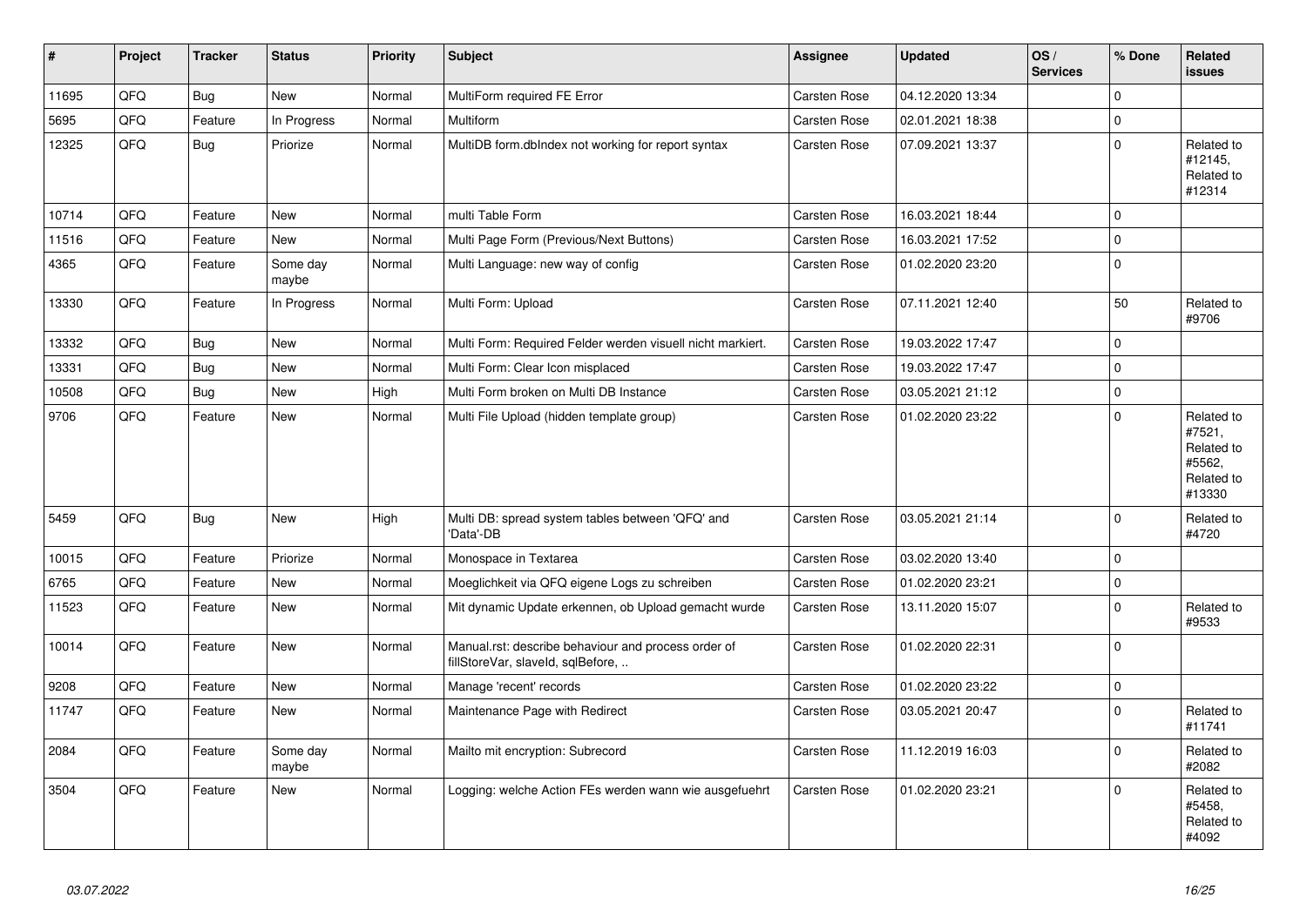| # | Project | Tracker | Status | Priority | Subject | Assignee | Updated | OS / Services | % Done | Related issues |
|---|---|---|---|---|---|---|---|---|---|---|
| 11695 | QFQ | Bug | New | Normal | MultiForm required FE Error | Carsten Rose | 04.12.2020 13:34 | | 0 | |
| 5695 | QFQ | Feature | In Progress | Normal | Multiform | Carsten Rose | 02.01.2021 18:38 | | 0 | |
| 12325 | QFQ | Bug | Priorize | Normal | MultiDB form.dbIndex not working for report syntax | Carsten Rose | 07.09.2021 13:37 | | 0 | Related to #12145, Related to #12314 |
| 10714 | QFQ | Feature | New | Normal | multi Table Form | Carsten Rose | 16.03.2021 18:44 | | 0 | |
| 11516 | QFQ | Feature | New | Normal | Multi Page Form (Previous/Next Buttons) | Carsten Rose | 16.03.2021 17:52 | | 0 | |
| 4365 | QFQ | Feature | Some day maybe | Normal | Multi Language: new way of config | Carsten Rose | 01.02.2020 23:20 | | 0 | |
| 13330 | QFQ | Feature | In Progress | Normal | Multi Form: Upload | Carsten Rose | 07.11.2021 12:40 | | 50 | Related to #9706 |
| 13332 | QFQ | Bug | New | Normal | Multi Form: Required Felder werden visuell nicht markiert. | Carsten Rose | 19.03.2022 17:47 | | 0 | |
| 13331 | QFQ | Bug | New | Normal | Multi Form: Clear Icon misplaced | Carsten Rose | 19.03.2022 17:47 | | 0 | |
| 10508 | QFQ | Bug | New | High | Multi Form broken on Multi DB Instance | Carsten Rose | 03.05.2021 21:12 | | 0 | |
| 9706 | QFQ | Feature | New | Normal | Multi File Upload (hidden template group) | Carsten Rose | 01.02.2020 23:22 | | 0 | Related to #7521, Related to #5562, Related to #13330 |
| 5459 | QFQ | Bug | New | High | Multi DB: spread system tables between 'QFQ' and 'Data'-DB | Carsten Rose | 03.05.2021 21:14 | | 0 | Related to #4720 |
| 10015 | QFQ | Feature | Priorize | Normal | Monospace in Textarea | Carsten Rose | 03.02.2020 13:40 | | 0 | |
| 6765 | QFQ | Feature | New | Normal | Moeglichkeit via QFQ eigene Logs zu schreiben | Carsten Rose | 01.02.2020 23:21 | | 0 | |
| 11523 | QFQ | Feature | New | Normal | Mit dynamic Update erkennen, ob Upload gemacht wurde | Carsten Rose | 13.11.2020 15:07 | | 0 | Related to #9533 |
| 10014 | QFQ | Feature | New | Normal | Manual.rst: describe behaviour and process order of fillStoreVar, slaveId, sqlBefore, .. | Carsten Rose | 01.02.2020 22:31 | | 0 | |
| 9208 | QFQ | Feature | New | Normal | Manage 'recent' records | Carsten Rose | 01.02.2020 23:22 | | 0 | |
| 11747 | QFQ | Feature | New | Normal | Maintenance Page with Redirect | Carsten Rose | 03.05.2021 20:47 | | 0 | Related to #11741 |
| 2084 | QFQ | Feature | Some day maybe | Normal | Mailto mit encryption: Subrecord | Carsten Rose | 11.12.2019 16:03 | | 0 | Related to #2082 |
| 3504 | QFQ | Feature | New | Normal | Logging: welche Action FEs werden wann wie ausgefuehrt | Carsten Rose | 01.02.2020 23:21 | | 0 | Related to #5458, Related to #4092 |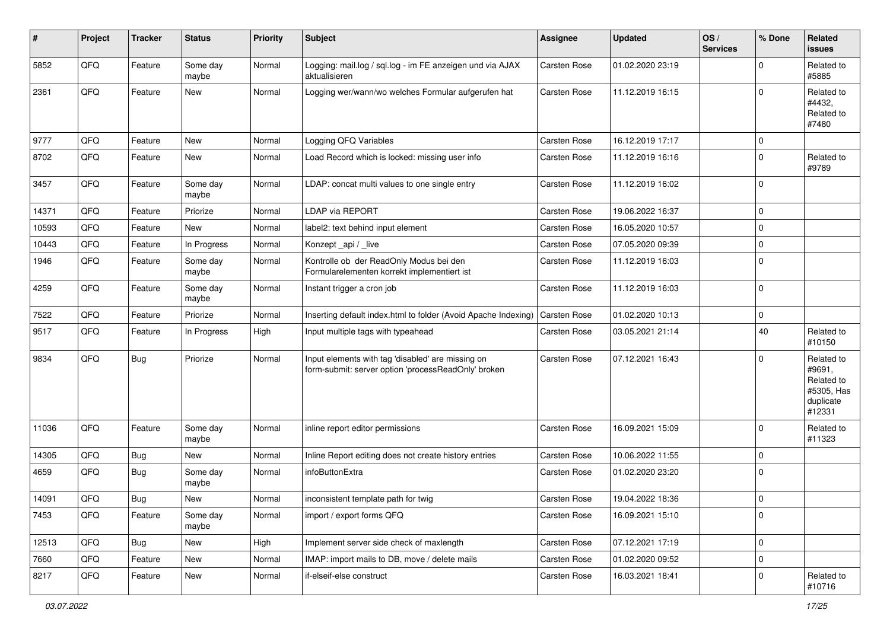| # | Project | Tracker | Status | Priority | Subject | Assignee | Updated | OS / Services | % Done | Related issues |
|---|---|---|---|---|---|---|---|---|---|---|
| 5852 | QFQ | Feature | Some day maybe | Normal | Logging: mail.log / sql.log - im FE anzeigen und via AJAX aktualisieren | Carsten Rose | 01.02.2020 23:19 | | 0 | Related to #5885 |
| 2361 | QFQ | Feature | New | Normal | Logging wer/wann/wo welches Formular aufgerufen hat | Carsten Rose | 11.12.2019 16:15 | | 0 | Related to #4432, Related to #7480 |
| 9777 | QFQ | Feature | New | Normal | Logging QFQ Variables | Carsten Rose | 16.12.2019 17:17 | | 0 | |
| 8702 | QFQ | Feature | New | Normal | Load Record which is locked: missing user info | Carsten Rose | 11.12.2019 16:16 | | 0 | Related to #9789 |
| 3457 | QFQ | Feature | Some day maybe | Normal | LDAP: concat multi values to one single entry | Carsten Rose | 11.12.2019 16:02 | | 0 | |
| 14371 | QFQ | Feature | Priorize | Normal | LDAP via REPORT | Carsten Rose | 19.06.2022 16:37 | | 0 | |
| 10593 | QFQ | Feature | New | Normal | label2: text behind input element | Carsten Rose | 16.05.2020 10:57 | | 0 | |
| 10443 | QFQ | Feature | In Progress | Normal | Konzept _api / _live | Carsten Rose | 07.05.2020 09:39 | | 0 | |
| 1946 | QFQ | Feature | Some day maybe | Normal | Kontrolle ob der ReadOnly Modus bei den Formularelementen korrekt implementiert ist | Carsten Rose | 11.12.2019 16:03 | | 0 | |
| 4259 | QFQ | Feature | Some day maybe | Normal | Instant trigger a cron job | Carsten Rose | 11.12.2019 16:03 | | 0 | |
| 7522 | QFQ | Feature | Priorize | Normal | Inserting default index.html to folder (Avoid Apache Indexing) | Carsten Rose | 01.02.2020 10:13 | | 0 | |
| 9517 | QFQ | Feature | In Progress | High | Input multiple tags with typeahead | Carsten Rose | 03.05.2021 21:14 | | 40 | Related to #10150 |
| 9834 | QFQ | Bug | Priorize | Normal | Input elements with tag 'disabled' are missing on form-submit: server option 'processReadOnly' broken | Carsten Rose | 07.12.2021 16:43 | | 0 | Related to #9691, Related to #5305, Has duplicate #12331 |
| 11036 | QFQ | Feature | Some day maybe | Normal | inline report editor permissions | Carsten Rose | 16.09.2021 15:09 | | 0 | Related to #11323 |
| 14305 | QFQ | Bug | New | Normal | Inline Report editing does not create history entries | Carsten Rose | 10.06.2022 11:55 | | 0 | |
| 4659 | QFQ | Bug | Some day maybe | Normal | infoButtonExtra | Carsten Rose | 01.02.2020 23:20 | | 0 | |
| 14091 | QFQ | Bug | New | Normal | inconsistent template path for twig | Carsten Rose | 19.04.2022 18:36 | | 0 | |
| 7453 | QFQ | Feature | Some day maybe | Normal | import / export forms QFQ | Carsten Rose | 16.09.2021 15:10 | | 0 | |
| 12513 | QFQ | Bug | New | High | Implement server side check of maxlength | Carsten Rose | 07.12.2021 17:19 | | 0 | |
| 7660 | QFQ | Feature | New | Normal | IMAP: import mails to DB, move / delete mails | Carsten Rose | 01.02.2020 09:52 | | 0 | |
| 8217 | QFQ | Feature | New | Normal | if-elseif-else construct | Carsten Rose | 16.03.2021 18:41 | | 0 | Related to #10716 |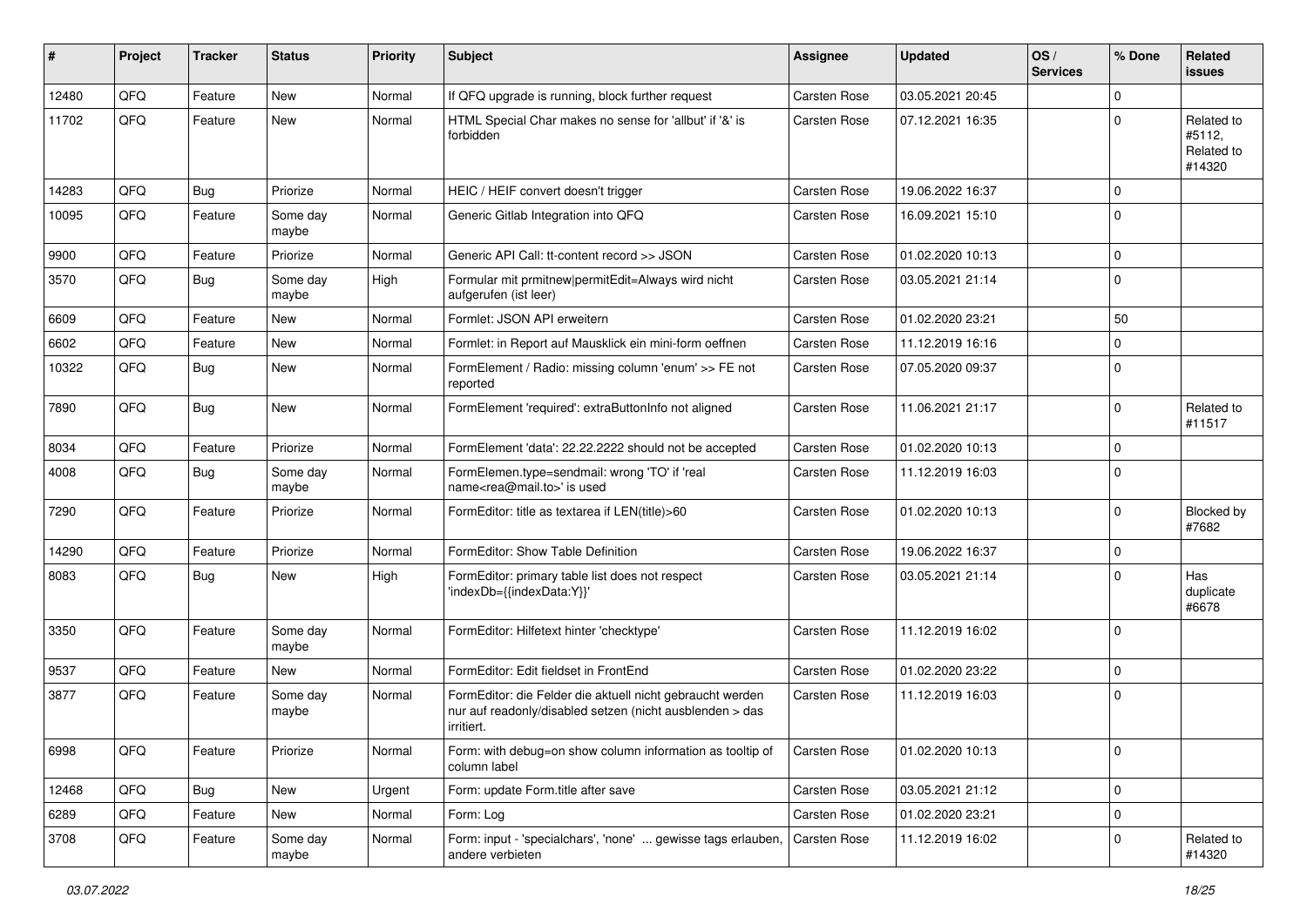| # | Project | Tracker | Status | Priority | Subject | Assignee | Updated | OS / Services | % Done | Related issues |
|---|---|---|---|---|---|---|---|---|---|---|
| 12480 | QFQ | Feature | New | Normal | If QFQ upgrade is running, block further request | Carsten Rose | 03.05.2021 20:45 | | 0 | |
| 11702 | QFQ | Feature | New | Normal | HTML Special Char makes no sense for 'allbut' if '&' is forbidden | Carsten Rose | 07.12.2021 16:35 | | 0 | Related to #5112, Related to #14320 |
| 14283 | QFQ | Bug | Priorize | Normal | HEIC / HEIF convert doesn't trigger | Carsten Rose | 19.06.2022 16:37 | | 0 | |
| 10095 | QFQ | Feature | Some day maybe | Normal | Generic Gitlab Integration into QFQ | Carsten Rose | 16.09.2021 15:10 | | 0 | |
| 9900 | QFQ | Feature | Priorize | Normal | Generic API Call: tt-content record >> JSON | Carsten Rose | 01.02.2020 10:13 | | 0 | |
| 3570 | QFQ | Bug | Some day maybe | High | Formular mit prmitnew\|permitEdit=Always wird nicht aufgerufen (ist leer) | Carsten Rose | 03.05.2021 21:14 | | 0 | |
| 6609 | QFQ | Feature | New | Normal | Formlet: JSON API erweitern | Carsten Rose | 01.02.2020 23:21 | | 50 | |
| 6602 | QFQ | Feature | New | Normal | Formlet: in Report auf Mausklick ein mini-form oeffnen | Carsten Rose | 11.12.2019 16:16 | | 0 | |
| 10322 | QFQ | Bug | New | Normal | FormElement / Radio: missing column 'enum' >> FE not reported | Carsten Rose | 07.05.2020 09:37 | | 0 | |
| 7890 | QFQ | Bug | New | Normal | FormElement 'required': extraButtonInfo not aligned | Carsten Rose | 11.06.2021 21:17 | | 0 | Related to #11517 |
| 8034 | QFQ | Feature | Priorize | Normal | FormElement 'data': 22.22.2222 should not be accepted | Carsten Rose | 01.02.2020 10:13 | | 0 | |
| 4008 | QFQ | Bug | Some day maybe | Normal | FormElemen.type=sendmail: wrong 'TO' if 'real name<rea@mail.to>' is used | Carsten Rose | 11.12.2019 16:03 | | 0 | |
| 7290 | QFQ | Feature | Priorize | Normal | FormEditor: title as textarea if LEN(title)>60 | Carsten Rose | 01.02.2020 10:13 | | 0 | Blocked by #7682 |
| 14290 | QFQ | Feature | Priorize | Normal | FormEditor: Show Table Definition | Carsten Rose | 19.06.2022 16:37 | | 0 | |
| 8083 | QFQ | Bug | New | High | FormEditor: primary table list does not respect 'indexDb={{indexData:Y}}' | Carsten Rose | 03.05.2021 21:14 | | 0 | Has duplicate #6678 |
| 3350 | QFQ | Feature | Some day maybe | Normal | FormEditor: Hilfetext hinter 'checktype' | Carsten Rose | 11.12.2019 16:02 | | 0 | |
| 9537 | QFQ | Feature | New | Normal | FormEditor: Edit fieldset in FrontEnd | Carsten Rose | 01.02.2020 23:22 | | 0 | |
| 3877 | QFQ | Feature | Some day maybe | Normal | FormEditor: die Felder die aktuell nicht gebraucht werden nur auf readonly/disabled setzen (nicht ausblenden > das irritiert. | Carsten Rose | 11.12.2019 16:03 | | 0 | |
| 6998 | QFQ | Feature | Priorize | Normal | Form: with debug=on show column information as tooltip of column label | Carsten Rose | 01.02.2020 10:13 | | 0 | |
| 12468 | QFQ | Bug | New | Urgent | Form: update Form.title after save | Carsten Rose | 03.05.2021 21:12 | | 0 | |
| 6289 | QFQ | Feature | New | Normal | Form: Log | Carsten Rose | 01.02.2020 23:21 | | 0 | |
| 3708 | QFQ | Feature | Some day maybe | Normal | Form: input - 'specialchars', 'none' ... gewisse tags erlauben, andere verbieten | Carsten Rose | 11.12.2019 16:02 | | 0 | Related to #14320 |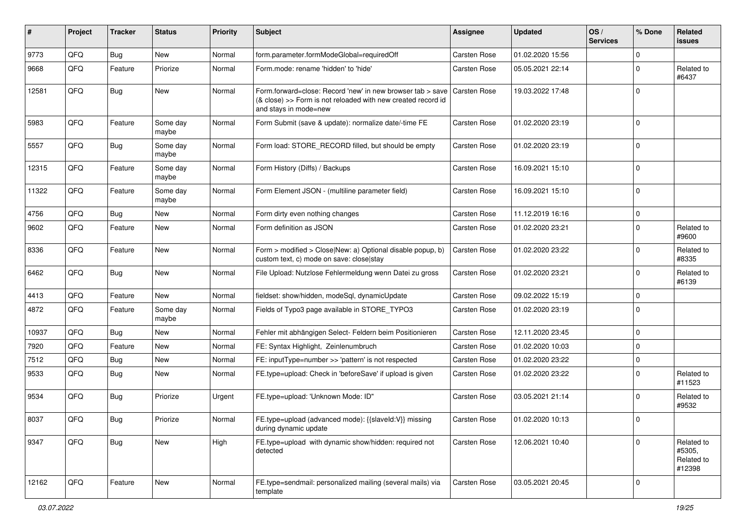| # | Project | Tracker | Status | Priority | Subject | Assignee | Updated | OS / Services | % Done | Related issues |
|---|---|---|---|---|---|---|---|---|---|---|
| 9773 | QFQ | Bug | New | Normal | form.parameter.formModeGlobal=requiredOff | Carsten Rose | 01.02.2020 15:56 | | 0 | |
| 9668 | QFQ | Feature | Priorize | Normal | Form.mode: rename 'hidden' to 'hide' | Carsten Rose | 05.05.2021 22:14 | | 0 | Related to #6437 |
| 12581 | QFQ | Bug | New | Normal | Form.forward=close: Record 'new' in new browser tab > save (& close) >> Form is not reloaded with new created record id and stays in mode=new | Carsten Rose | 19.03.2022 17:48 | | 0 | |
| 5983 | QFQ | Feature | Some day maybe | Normal | Form Submit (save & update): normalize date/-time FE | Carsten Rose | 01.02.2020 23:19 | | 0 | |
| 5557 | QFQ | Bug | Some day maybe | Normal | Form load: STORE_RECORD filled, but should be empty | Carsten Rose | 01.02.2020 23:19 | | 0 | |
| 12315 | QFQ | Feature | Some day maybe | Normal | Form History (Diffs) / Backups | Carsten Rose | 16.09.2021 15:10 | | 0 | |
| 11322 | QFQ | Feature | Some day maybe | Normal | Form Element JSON - (multiline parameter field) | Carsten Rose | 16.09.2021 15:10 | | 0 | |
| 4756 | QFQ | Bug | New | Normal | Form dirty even nothing changes | Carsten Rose | 11.12.2019 16:16 | | 0 | |
| 9602 | QFQ | Feature | New | Normal | Form definition as JSON | Carsten Rose | 01.02.2020 23:21 | | 0 | Related to #9600 |
| 8336 | QFQ | Feature | New | Normal | Form > modified > Close\|New: a) Optional disable popup, b) custom text, c) mode on save: close\|stay | Carsten Rose | 01.02.2020 23:22 | | 0 | Related to #8335 |
| 6462 | QFQ | Bug | New | Normal | File Upload: Nutzlose Fehlermeldung wenn Datei zu gross | Carsten Rose | 01.02.2020 23:21 | | 0 | Related to #6139 |
| 4413 | QFQ | Feature | New | Normal | fieldset: show/hidden, modeSql, dynamicUpdate | Carsten Rose | 09.02.2022 15:19 | | 0 | |
| 4872 | QFQ | Feature | Some day maybe | Normal | Fields of Typo3 page available in STORE_TYPO3 | Carsten Rose | 01.02.2020 23:19 | | 0 | |
| 10937 | QFQ | Bug | New | Normal | Fehler mit abhängigen Select- Feldern beim Positionieren | Carsten Rose | 12.11.2020 23:45 | | 0 | |
| 7920 | QFQ | Feature | New | Normal | FE: Syntax Highlight, Zeinlenumbruch | Carsten Rose | 01.02.2020 10:03 | | 0 | |
| 7512 | QFQ | Bug | New | Normal | FE: inputType=number >> 'pattern' is not respected | Carsten Rose | 01.02.2020 23:22 | | 0 | |
| 9533 | QFQ | Bug | New | Normal | FE.type=upload: Check in 'beforeSave' if upload is given | Carsten Rose | 01.02.2020 23:22 | | 0 | Related to #11523 |
| 9534 | QFQ | Bug | Priorize | Urgent | FE.type=upload: 'Unknown Mode: ID" | Carsten Rose | 03.05.2021 21:14 | | 0 | Related to #9532 |
| 8037 | QFQ | Bug | Priorize | Normal | FE.type=upload (advanced mode): {{slaveId:V}} missing during dynamic update | Carsten Rose | 01.02.2020 10:13 | | 0 | |
| 9347 | QFQ | Bug | New | High | FE.type=upload with dynamic show/hidden: required not detected | Carsten Rose | 12.06.2021 10:40 | | 0 | Related to #5305, Related to #12398 |
| 12162 | QFQ | Feature | New | Normal | FE.type=sendmail: personalized mailing (several mails) via template | Carsten Rose | 03.05.2021 20:45 | | 0 | |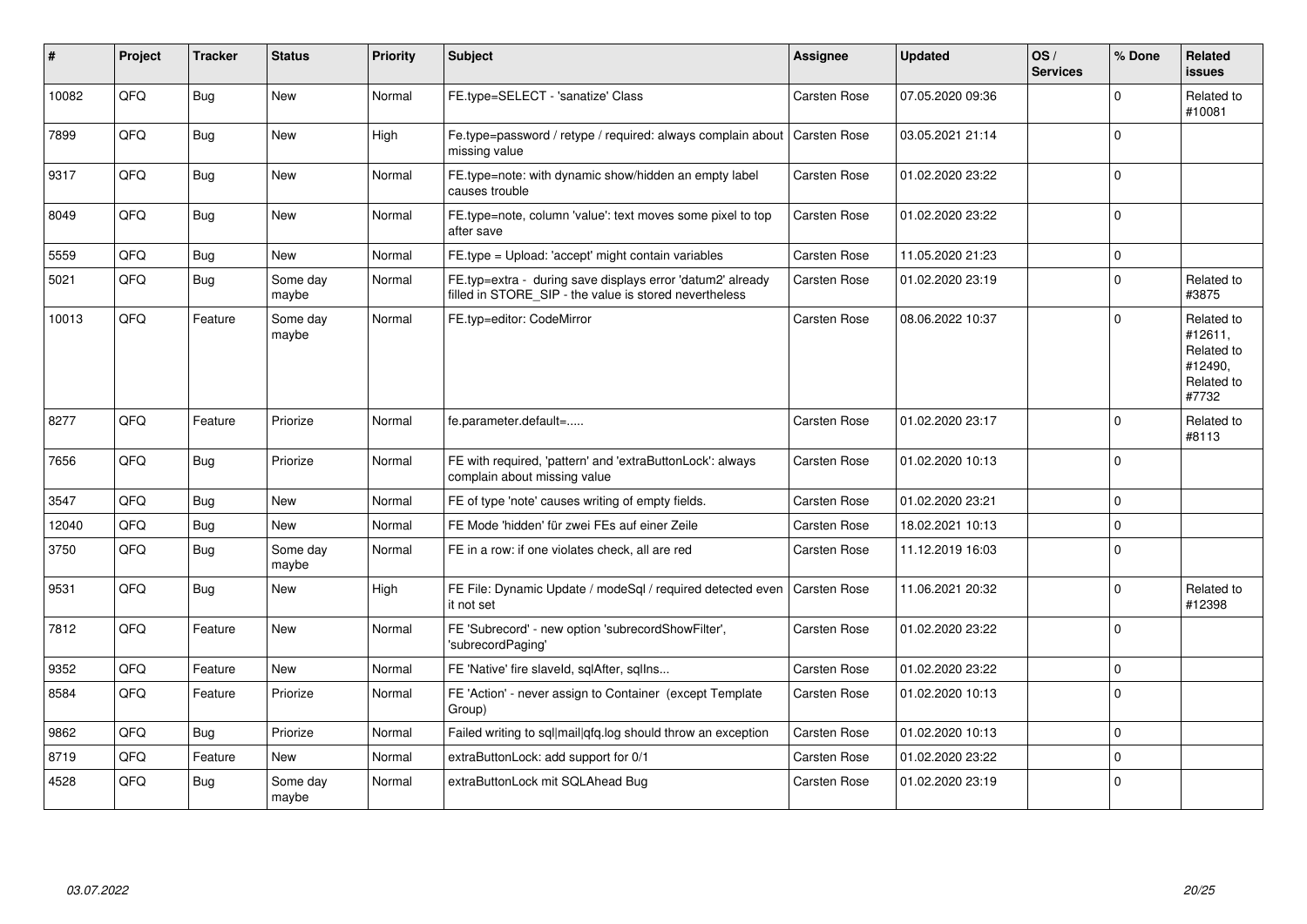| # | Project | Tracker | Status | Priority | Subject | Assignee | Updated | OS / Services | % Done | Related issues |
|---|---|---|---|---|---|---|---|---|---|---|
| 10082 | QFQ | Bug | New | Normal | FE.type=SELECT - 'sanatize' Class | Carsten Rose | 07.05.2020 09:36 | | 0 | Related to #10081 |
| 7899 | QFQ | Bug | New | High | Fe.type=password / retype / required: always complain about missing value | Carsten Rose | 03.05.2021 21:14 | | 0 | |
| 9317 | QFQ | Bug | New | Normal | FE.type=note: with dynamic show/hidden an empty label causes trouble | Carsten Rose | 01.02.2020 23:22 | | 0 | |
| 8049 | QFQ | Bug | New | Normal | FE.type=note, column 'value': text moves some pixel to top after save | Carsten Rose | 01.02.2020 23:22 | | 0 | |
| 5559 | QFQ | Bug | New | Normal | FE.type = Upload: 'accept' might contain variables | Carsten Rose | 11.05.2020 21:23 | | 0 | |
| 5021 | QFQ | Bug | Some day maybe | Normal | FE.typ=extra - during save displays error 'datum2' already filled in STORE_SIP - the value is stored nevertheless | Carsten Rose | 01.02.2020 23:19 | | 0 | Related to #3875 |
| 10013 | QFQ | Feature | Some day maybe | Normal | FE.typ=editor: CodeMirror | Carsten Rose | 08.06.2022 10:37 | | 0 | Related to #12611, Related to #12490, Related to #7732 |
| 8277 | QFQ | Feature | Priorize | Normal | fe.parameter.default=..... | Carsten Rose | 01.02.2020 23:17 | | 0 | Related to #8113 |
| 7656 | QFQ | Bug | Priorize | Normal | FE with required, 'pattern' and 'extraButtonLock': always complain about missing value | Carsten Rose | 01.02.2020 10:13 | | 0 | |
| 3547 | QFQ | Bug | New | Normal | FE of type 'note' causes writing of empty fields. | Carsten Rose | 01.02.2020 23:21 | | 0 | |
| 12040 | QFQ | Bug | New | Normal | FE Mode 'hidden' für zwei FEs auf einer Zeile | Carsten Rose | 18.02.2021 10:13 | | 0 | |
| 3750 | QFQ | Bug | Some day maybe | Normal | FE in a row: if one violates check, all are red | Carsten Rose | 11.12.2019 16:03 | | 0 | |
| 9531 | QFQ | Bug | New | High | FE File: Dynamic Update / modeSql / required detected even it not set | Carsten Rose | 11.06.2021 20:32 | | 0 | Related to #12398 |
| 7812 | QFQ | Feature | New | Normal | FE 'Subrecord' - new option 'subrecordShowFilter', 'subrecordPaging' | Carsten Rose | 01.02.2020 23:22 | | 0 | |
| 9352 | QFQ | Feature | New | Normal | FE 'Native' fire slaveId, sqlAfter, sqlIns... | Carsten Rose | 01.02.2020 23:22 | | 0 | |
| 8584 | QFQ | Feature | Priorize | Normal | FE 'Action' - never assign to Container (except Template Group) | Carsten Rose | 01.02.2020 10:13 | | 0 | |
| 9862 | QFQ | Bug | Priorize | Normal | Failed writing to sql|mail|qfq.log should throw an exception | Carsten Rose | 01.02.2020 10:13 | | 0 | |
| 8719 | QFQ | Feature | New | Normal | extraButtonLock: add support for 0/1 | Carsten Rose | 01.02.2020 23:22 | | 0 | |
| 4528 | QFQ | Bug | Some day maybe | Normal | extraButtonLock mit SQLAhead Bug | Carsten Rose | 01.02.2020 23:19 | | 0 | |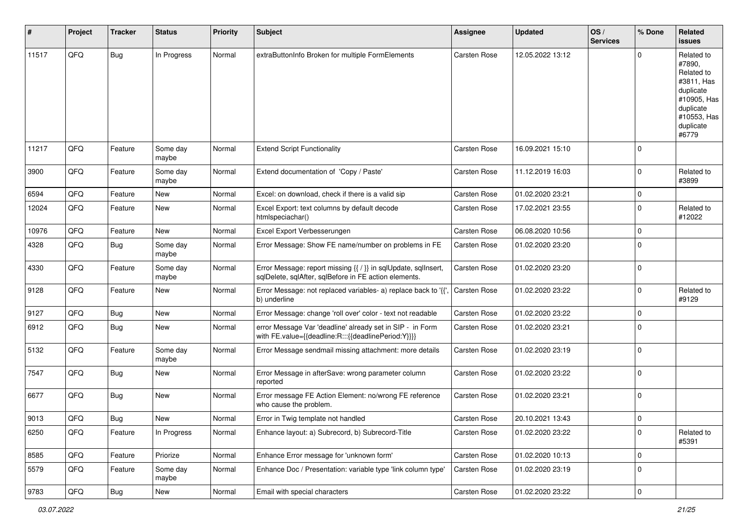| # | Project | Tracker | Status | Priority | Subject | Assignee | Updated | OS / Services | % Done | Related issues |
|---|---|---|---|---|---|---|---|---|---|---|
| 11517 | QFQ | Bug | In Progress | Normal | extraButtonInfo Broken for multiple FormElements | Carsten Rose | 12.05.2022 13:12 | | 0 | Related to #7890, Related to #3811, Has duplicate #10905, Has duplicate #10553, Has duplicate #6779 |
| 11217 | QFQ | Feature | Some day maybe | Normal | Extend Script Functionality | Carsten Rose | 16.09.2021 15:10 | | 0 | |
| 3900 | QFQ | Feature | Some day maybe | Normal | Extend documentation of 'Copy / Paste' | Carsten Rose | 11.12.2019 16:03 | | 0 | Related to #3899 |
| 6594 | QFQ | Feature | New | Normal | Excel: on download, check if there is a valid sip | Carsten Rose | 01.02.2020 23:21 | | 0 | |
| 12024 | QFQ | Feature | New | Normal | Excel Export: text columns by default decode htmlspeciachar() | Carsten Rose | 17.02.2021 23:55 | | 0 | Related to #12022 |
| 10976 | QFQ | Feature | New | Normal | Excel Export Verbesserungen | Carsten Rose | 06.08.2020 10:56 | | 0 | |
| 4328 | QFQ | Bug | Some day maybe | Normal | Error Message: Show FE name/number on problems in FE | Carsten Rose | 01.02.2020 23:20 | | 0 | |
| 4330 | QFQ | Feature | Some day maybe | Normal | Error Message: report missing {{ / }} in sqlUpdate, sqlInsert, sqlDelete, sqlAfter, sqlBefore in FE action elements. | Carsten Rose | 01.02.2020 23:20 | | 0 | |
| 9128 | QFQ | Feature | New | Normal | Error Message: not replaced variables- a) replace back to '{{', b) underline | Carsten Rose | 01.02.2020 23:22 | | 0 | Related to #9129 |
| 9127 | QFQ | Bug | New | Normal | Error Message: change 'roll over' color - text not readable | Carsten Rose | 01.02.2020 23:22 | | 0 | |
| 6912 | QFQ | Bug | New | Normal | error Message Var 'deadline' already set in SIP - in Form with FE.value={{deadline:R:::{{deadlinePeriod:Y}}}} | Carsten Rose | 01.02.2020 23:21 | | 0 | |
| 5132 | QFQ | Feature | Some day maybe | Normal | Error Message sendmail missing attachment: more details | Carsten Rose | 01.02.2020 23:19 | | 0 | |
| 7547 | QFQ | Bug | New | Normal | Error Message in afterSave: wrong parameter column reported | Carsten Rose | 01.02.2020 23:22 | | 0 | |
| 6677 | QFQ | Bug | New | Normal | Error message FE Action Element: no/wrong FE reference who cause the problem. | Carsten Rose | 01.02.2020 23:21 | | 0 | |
| 9013 | QFQ | Bug | New | Normal | Error in Twig template not handled | Carsten Rose | 20.10.2021 13:43 | | 0 | |
| 6250 | QFQ | Feature | In Progress | Normal | Enhance layout: a) Subrecord, b) Subrecord-Title | Carsten Rose | 01.02.2020 23:22 | | 0 | Related to #5391 |
| 8585 | QFQ | Feature | Priorize | Normal | Enhance Error message for 'unknown form' | Carsten Rose | 01.02.2020 10:13 | | 0 | |
| 5579 | QFQ | Feature | Some day maybe | Normal | Enhance Doc / Presentation: variable type 'link column type' | Carsten Rose | 01.02.2020 23:19 | | 0 | |
| 9783 | QFQ | Bug | New | Normal | Email with special characters | Carsten Rose | 01.02.2020 23:22 | | 0 | |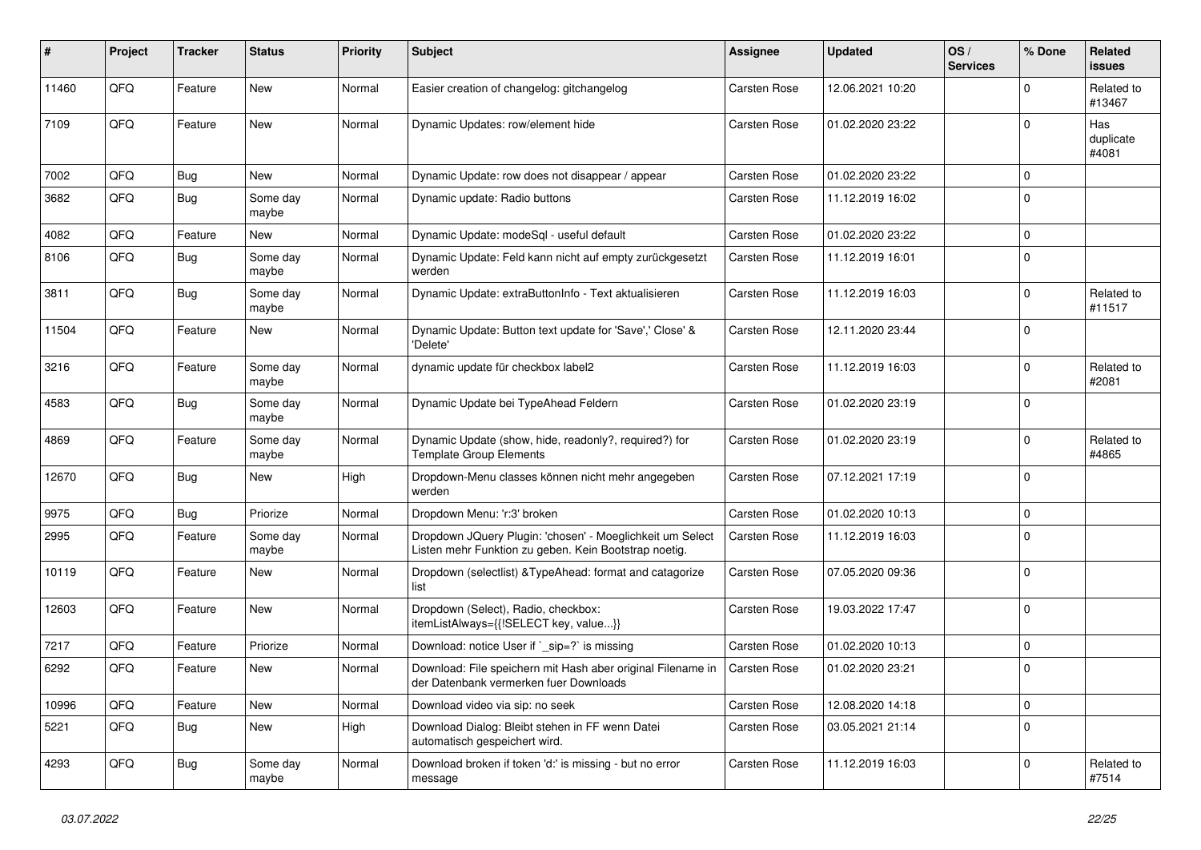| # | Project | Tracker | Status | Priority | Subject | Assignee | Updated | OS / Services | % Done | Related issues |
|---|---|---|---|---|---|---|---|---|---|---|
| 11460 | QFQ | Feature | New | Normal | Easier creation of changelog: gitchangelog | Carsten Rose | 12.06.2021 10:20 | | 0 | Related to #13467 |
| 7109 | QFQ | Feature | New | Normal | Dynamic Updates: row/element hide | Carsten Rose | 01.02.2020 23:22 | | 0 | Has duplicate #4081 |
| 7002 | QFQ | Bug | New | Normal | Dynamic Update: row does not disappear / appear | Carsten Rose | 01.02.2020 23:22 | | 0 | |
| 3682 | QFQ | Bug | Some day maybe | Normal | Dynamic update: Radio buttons | Carsten Rose | 11.12.2019 16:02 | | 0 | |
| 4082 | QFQ | Feature | New | Normal | Dynamic Update: modeSql - useful default | Carsten Rose | 01.02.2020 23:22 | | 0 | |
| 8106 | QFQ | Bug | Some day maybe | Normal | Dynamic Update: Feld kann nicht auf empty zurückgesetzt werden | Carsten Rose | 11.12.2019 16:01 | | 0 | |
| 3811 | QFQ | Bug | Some day maybe | Normal | Dynamic Update: extraButtonInfo - Text aktualisieren | Carsten Rose | 11.12.2019 16:03 | | 0 | Related to #11517 |
| 11504 | QFQ | Feature | New | Normal | Dynamic Update: Button text update for 'Save',' Close' & 'Delete' | Carsten Rose | 12.11.2020 23:44 | | 0 | |
| 3216 | QFQ | Feature | Some day maybe | Normal | dynamic update für checkbox label2 | Carsten Rose | 11.12.2019 16:03 | | 0 | Related to #2081 |
| 4583 | QFQ | Bug | Some day maybe | Normal | Dynamic Update bei TypeAhead Feldern | Carsten Rose | 01.02.2020 23:19 | | 0 | |
| 4869 | QFQ | Feature | Some day maybe | Normal | Dynamic Update (show, hide, readonly?, required?) for Template Group Elements | Carsten Rose | 01.02.2020 23:19 | | 0 | Related to #4865 |
| 12670 | QFQ | Bug | New | High | Dropdown-Menu classes können nicht mehr angegeben werden | Carsten Rose | 07.12.2021 17:19 | | 0 | |
| 9975 | QFQ | Bug | Priorize | Normal | Dropdown Menu: 'r:3' broken | Carsten Rose | 01.02.2020 10:13 | | 0 | |
| 2995 | QFQ | Feature | Some day maybe | Normal | Dropdown JQuery Plugin: 'chosen' - Moeglichkeit um Select Listen mehr Funktion zu geben. Kein Bootstrap noetig. | Carsten Rose | 11.12.2019 16:03 | | 0 | |
| 10119 | QFQ | Feature | New | Normal | Dropdown (selectlist) &TypeAhead: format and catagorize list | Carsten Rose | 07.05.2020 09:36 | | 0 | |
| 12603 | QFQ | Feature | New | Normal | Dropdown (Select), Radio, checkbox: itemListAlways={{!SELECT key, value...}} | Carsten Rose | 19.03.2022 17:47 | | 0 | |
| 7217 | QFQ | Feature | Priorize | Normal | Download: notice User if `_sip=?` is missing | Carsten Rose | 01.02.2020 10:13 | | 0 | |
| 6292 | QFQ | Feature | New | Normal | Download: File speichern mit Hash aber original Filename in der Datenbank vermerken fuer Downloads | Carsten Rose | 01.02.2020 23:21 | | 0 | |
| 10996 | QFQ | Feature | New | Normal | Download video via sip: no seek | Carsten Rose | 12.08.2020 14:18 | | 0 | |
| 5221 | QFQ | Bug | New | High | Download Dialog: Bleibt stehen in FF wenn Datei automatisch gespeichert wird. | Carsten Rose | 03.05.2021 21:14 | | 0 | |
| 4293 | QFQ | Bug | Some day maybe | Normal | Download broken if token 'd:' is missing - but no error message | Carsten Rose | 11.12.2019 16:03 | | 0 | Related to #7514 |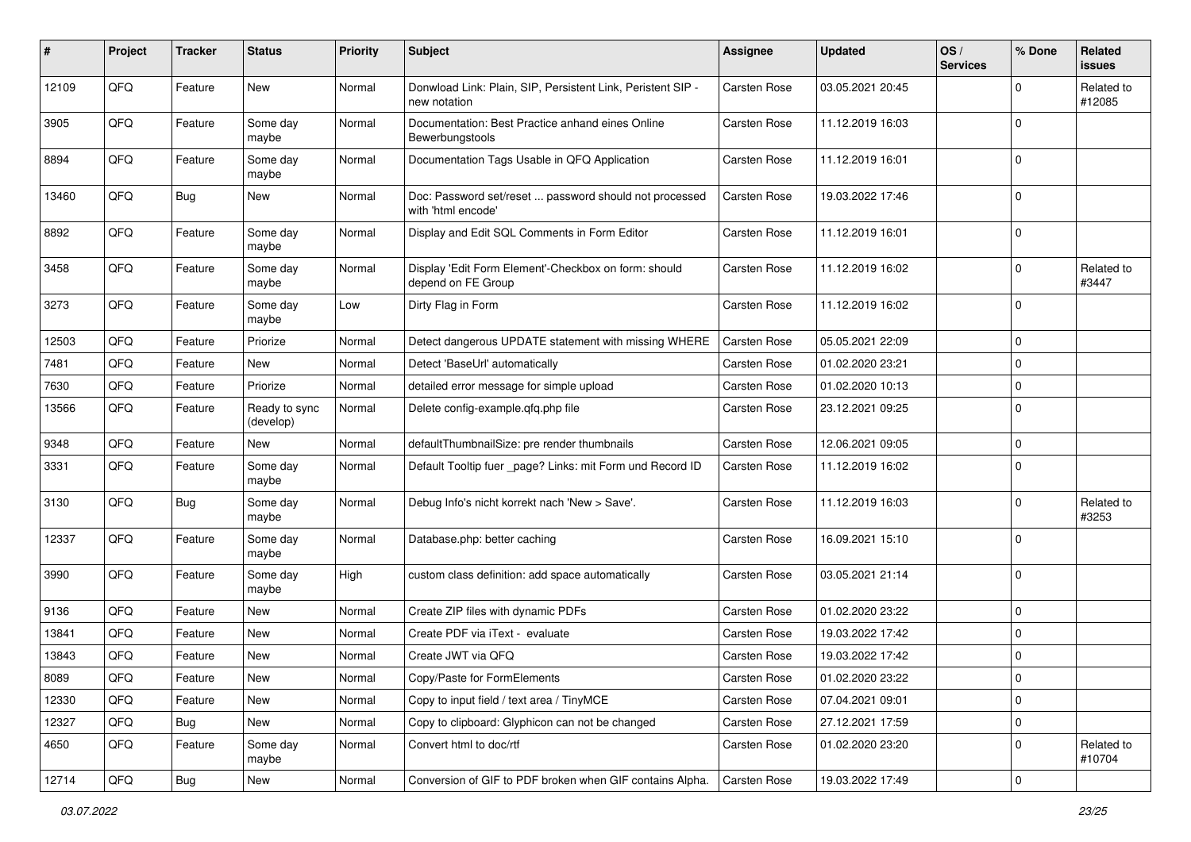| # | Project | Tracker | Status | Priority | Subject | Assignee | Updated | OS / Services | % Done | Related issues |
|---|---|---|---|---|---|---|---|---|---|---|
| 12109 | QFQ | Feature | New | Normal | Donwload Link: Plain, SIP, Persistent Link, Peristent SIP - new notation | Carsten Rose | 03.05.2021 20:45 | | 0 | Related to #12085 |
| 3905 | QFQ | Feature | Some day maybe | Normal | Documentation: Best Practice anhand eines Online Bewerbungstools | Carsten Rose | 11.12.2019 16:03 | | 0 | |
| 8894 | QFQ | Feature | Some day maybe | Normal | Documentation Tags Usable in QFQ Application | Carsten Rose | 11.12.2019 16:01 | | 0 | |
| 13460 | QFQ | Bug | New | Normal | Doc: Password set/reset ... password should not processed with 'html encode' | Carsten Rose | 19.03.2022 17:46 | | 0 | |
| 8892 | QFQ | Feature | Some day maybe | Normal | Display and Edit SQL Comments in Form Editor | Carsten Rose | 11.12.2019 16:01 | | 0 | |
| 3458 | QFQ | Feature | Some day maybe | Normal | Display 'Edit Form Element'-Checkbox on form: should depend on FE Group | Carsten Rose | 11.12.2019 16:02 | | 0 | Related to #3447 |
| 3273 | QFQ | Feature | Some day maybe | Low | Dirty Flag in Form | Carsten Rose | 11.12.2019 16:02 | | 0 | |
| 12503 | QFQ | Feature | Priorize | Normal | Detect dangerous UPDATE statement with missing WHERE | Carsten Rose | 05.05.2021 22:09 | | 0 | |
| 7481 | QFQ | Feature | New | Normal | Detect 'BaseUrl' automatically | Carsten Rose | 01.02.2020 23:21 | | 0 | |
| 7630 | QFQ | Feature | Priorize | Normal | detailed error message for simple upload | Carsten Rose | 01.02.2020 10:13 | | 0 | |
| 13566 | QFQ | Feature | Ready to sync (develop) | Normal | Delete config-example.qfq.php file | Carsten Rose | 23.12.2021 09:25 | | 0 | |
| 9348 | QFQ | Feature | New | Normal | defaultThumbnailSize: pre render thumbnails | Carsten Rose | 12.06.2021 09:05 | | 0 | |
| 3331 | QFQ | Feature | Some day maybe | Normal | Default Tooltip fuer _page? Links: mit Form und Record ID | Carsten Rose | 11.12.2019 16:02 | | 0 | |
| 3130 | QFQ | Bug | Some day maybe | Normal | Debug Info's nicht korrekt nach 'New > Save'. | Carsten Rose | 11.12.2019 16:03 | | 0 | Related to #3253 |
| 12337 | QFQ | Feature | Some day maybe | Normal | Database.php: better caching | Carsten Rose | 16.09.2021 15:10 | | 0 | |
| 3990 | QFQ | Feature | Some day maybe | High | custom class definition: add space automatically | Carsten Rose | 03.05.2021 21:14 | | 0 | |
| 9136 | QFQ | Feature | New | Normal | Create ZIP files with dynamic PDFs | Carsten Rose | 01.02.2020 23:22 | | 0 | |
| 13841 | QFQ | Feature | New | Normal | Create PDF via iText - evaluate | Carsten Rose | 19.03.2022 17:42 | | 0 | |
| 13843 | QFQ | Feature | New | Normal | Create JWT via QFQ | Carsten Rose | 19.03.2022 17:42 | | 0 | |
| 8089 | QFQ | Feature | New | Normal | Copy/Paste for FormElements | Carsten Rose | 01.02.2020 23:22 | | 0 | |
| 12330 | QFQ | Feature | New | Normal | Copy to input field / text area / TinyMCE | Carsten Rose | 07.04.2021 09:01 | | 0 | |
| 12327 | QFQ | Bug | New | Normal | Copy to clipboard: Glyphicon can not be changed | Carsten Rose | 27.12.2021 17:59 | | 0 | |
| 4650 | QFQ | Feature | Some day maybe | Normal | Convert html to doc/rtf | Carsten Rose | 01.02.2020 23:20 | | 0 | Related to #10704 |
| 12714 | QFQ | Bug | New | Normal | Conversion of GIF to PDF broken when GIF contains Alpha. | Carsten Rose | 19.03.2022 17:49 | | 0 | |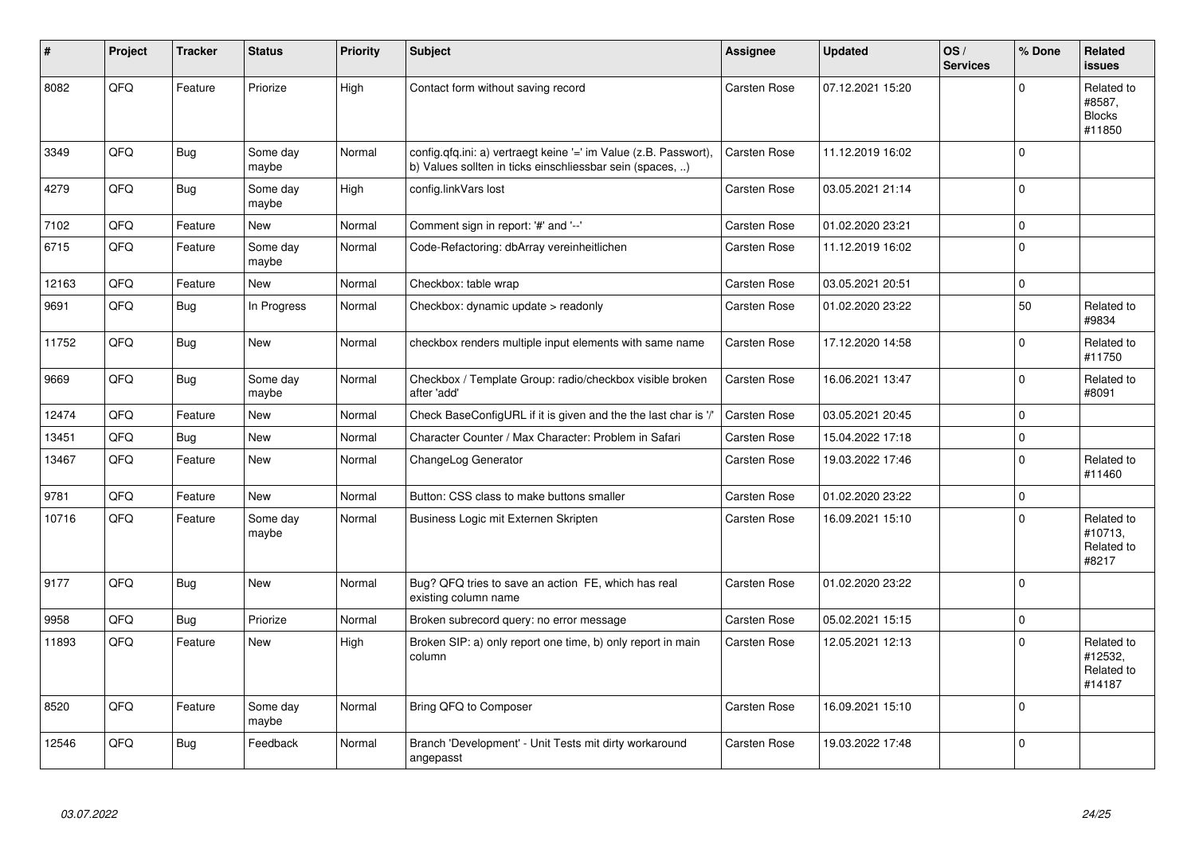| # | Project | Tracker | Status | Priority | Subject | Assignee | Updated | OS / Services | % Done | Related issues |
|---|---|---|---|---|---|---|---|---|---|---|
| 8082 | QFQ | Feature | Priorize | High | Contact form without saving record | Carsten Rose | 07.12.2021 15:20 | | 0 | Related to #8587, Blocks #11850 |
| 3349 | QFQ | Bug | Some day maybe | Normal | config.qfq.ini: a) vertraegt keine '=' im Value (z.B. Passwort), b) Values sollten in ticks einschliessbar sein (spaces, ..) | Carsten Rose | 11.12.2019 16:02 | | 0 | |
| 4279 | QFQ | Bug | Some day maybe | High | config.linkVars lost | Carsten Rose | 03.05.2021 21:14 | | 0 | |
| 7102 | QFQ | Feature | New | Normal | Comment sign in report: '#' and '--' | Carsten Rose | 01.02.2020 23:21 | | 0 | |
| 6715 | QFQ | Feature | Some day maybe | Normal | Code-Refactoring: dbArray vereinheitlichen | Carsten Rose | 11.12.2019 16:02 | | 0 | |
| 12163 | QFQ | Feature | New | Normal | Checkbox: table wrap | Carsten Rose | 03.05.2021 20:51 | | 0 | |
| 9691 | QFQ | Bug | In Progress | Normal | Checkbox: dynamic update > readonly | Carsten Rose | 01.02.2020 23:22 | | 50 | Related to #9834 |
| 11752 | QFQ | Bug | New | Normal | checkbox renders multiple input elements with same name | Carsten Rose | 17.12.2020 14:58 | | 0 | Related to #11750 |
| 9669 | QFQ | Bug | Some day maybe | Normal | Checkbox / Template Group: radio/checkbox visible broken after 'add' | Carsten Rose | 16.06.2021 13:47 | | 0 | Related to #8091 |
| 12474 | QFQ | Feature | New | Normal | Check BaseConfigURL if it is given and the the last char is '/' | Carsten Rose | 03.05.2021 20:45 | | 0 | |
| 13451 | QFQ | Bug | New | Normal | Character Counter / Max Character: Problem in Safari | Carsten Rose | 15.04.2022 17:18 | | 0 | |
| 13467 | QFQ | Feature | New | Normal | ChangeLog Generator | Carsten Rose | 19.03.2022 17:46 | | 0 | Related to #11460 |
| 9781 | QFQ | Feature | New | Normal | Button: CSS class to make buttons smaller | Carsten Rose | 01.02.2020 23:22 | | 0 | |
| 10716 | QFQ | Feature | Some day maybe | Normal | Business Logic mit Externen Skripten | Carsten Rose | 16.09.2021 15:10 | | 0 | Related to #10713, Related to #8217 |
| 9177 | QFQ | Bug | New | Normal | Bug? QFQ tries to save an action FE, which has real existing column name | Carsten Rose | 01.02.2020 23:22 | | 0 | |
| 9958 | QFQ | Bug | Priorize | Normal | Broken subrecord query: no error message | Carsten Rose | 05.02.2021 15:15 | | 0 | |
| 11893 | QFQ | Feature | New | High | Broken SIP: a) only report one time, b) only report in main column | Carsten Rose | 12.05.2021 12:13 | | 0 | Related to #12532, Related to #14187 |
| 8520 | QFQ | Feature | Some day maybe | Normal | Bring QFQ to Composer | Carsten Rose | 16.09.2021 15:10 | | 0 | |
| 12546 | QFQ | Bug | Feedback | Normal | Branch 'Development' - Unit Tests mit dirty workaround angepasst | Carsten Rose | 19.03.2022 17:48 | | 0 | |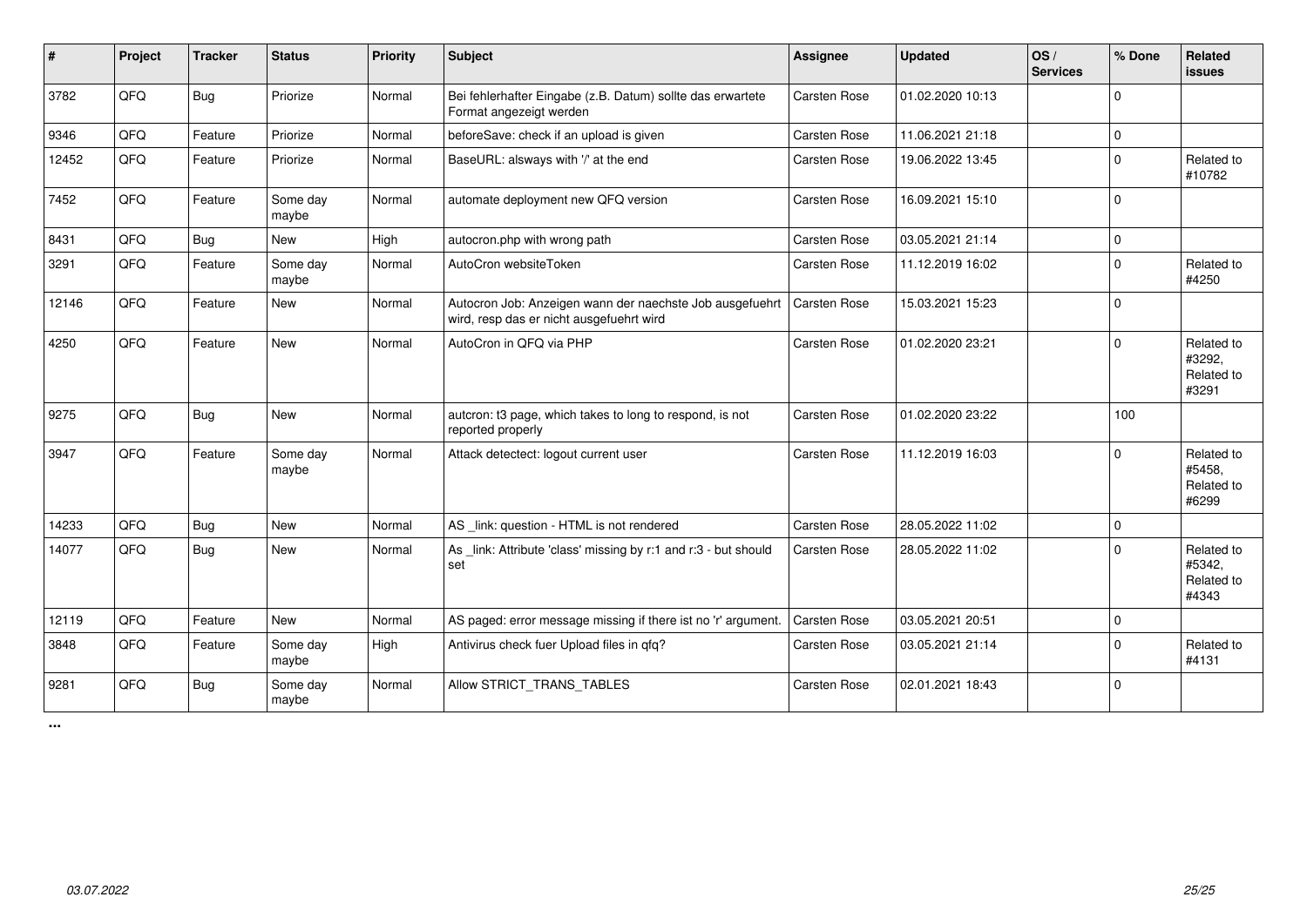| # | Project | Tracker | Status | Priority | Subject | Assignee | Updated | OS / Services | % Done | Related issues |
|---|---|---|---|---|---|---|---|---|---|---|
| 3782 | QFQ | Bug | Priorize | Normal | Bei fehlerhafter Eingabe (z.B. Datum) sollte das erwartete Format angezeigt werden | Carsten Rose | 01.02.2020 10:13 | | 0 | |
| 9346 | QFQ | Feature | Priorize | Normal | beforeSave: check if an upload is given | Carsten Rose | 11.06.2021 21:18 | | 0 | |
| 12452 | QFQ | Feature | Priorize | Normal | BaseURL: alsways with '/' at the end | Carsten Rose | 19.06.2022 13:45 | | 0 | Related to #10782 |
| 7452 | QFQ | Feature | Some day maybe | Normal | automate deployment new QFQ version | Carsten Rose | 16.09.2021 15:10 | | 0 | |
| 8431 | QFQ | Bug | New | High | autocron.php with wrong path | Carsten Rose | 03.05.2021 21:14 | | 0 | |
| 3291 | QFQ | Feature | Some day maybe | Normal | AutoCron websiteToken | Carsten Rose | 11.12.2019 16:02 | | 0 | Related to #4250 |
| 12146 | QFQ | Feature | New | Normal | Autocron Job: Anzeigen wann der naechste Job ausgefuehrt wird, resp das er nicht ausgefuehrt wird | Carsten Rose | 15.03.2021 15:23 | | 0 | |
| 4250 | QFQ | Feature | New | Normal | AutoCron in QFQ via PHP | Carsten Rose | 01.02.2020 23:21 | | 0 | Related to #3292, Related to #3291 |
| 9275 | QFQ | Bug | New | Normal | autcron: t3 page, which takes to long to respond, is not reported properly | Carsten Rose | 01.02.2020 23:22 | | 100 | |
| 3947 | QFQ | Feature | Some day maybe | Normal | Attack detectect: logout current user | Carsten Rose | 11.12.2019 16:03 | | 0 | Related to #5458, Related to #6299 |
| 14233 | QFQ | Bug | New | Normal | AS _link: question - HTML is not rendered | Carsten Rose | 28.05.2022 11:02 | | 0 | |
| 14077 | QFQ | Bug | New | Normal | As _link: Attribute 'class' missing by r:1 and r:3 - but should set | Carsten Rose | 28.05.2022 11:02 | | 0 | Related to #5342, Related to #4343 |
| 12119 | QFQ | Feature | New | Normal | AS paged: error message missing if there ist no 'r' argument. | Carsten Rose | 03.05.2021 20:51 | | 0 | |
| 3848 | QFQ | Feature | Some day maybe | High | Antivirus check fuer Upload files in qfq? | Carsten Rose | 03.05.2021 21:14 | | 0 | Related to #4131 |
| 9281 | QFQ | Bug | Some day maybe | Normal | Allow STRICT_TRANS_TABLES | Carsten Rose | 02.01.2021 18:43 | | 0 | |

...